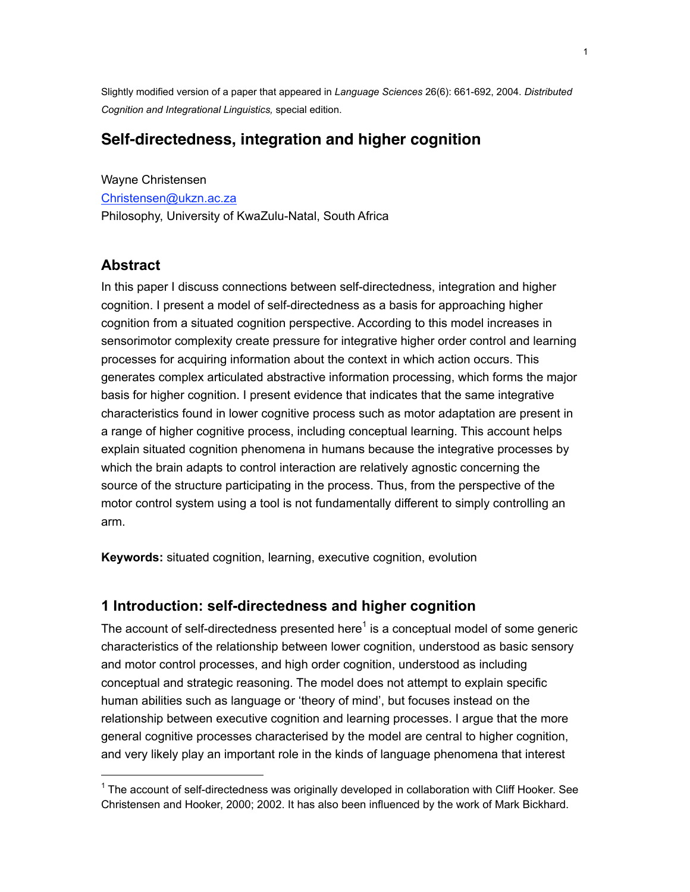Slightly modified version of a paper that appeared in *Language Sciences* 26(6): 661-692, 2004. *Distributed Cognition and Integrational Linguistics,* special edition.

# Self-directedness, integration and higher cognition

Wayne Christensen
Christensen@ukzn.ac.za
Philosophy, University of KwaZulu-Natal, South Africa

## Abstract

In this paper I discuss connections between self-directedness, integration and higher cognition. I present a model of self-directedness as a basis for approaching higher cognition from a situated cognition perspective. According to this model increases in sensorimotor complexity create pressure for integrative higher order control and learning processes for acquiring information about the context in which action occurs. This generates complex articulated abstractive information processing, which forms the major basis for higher cognition. I present evidence that indicates that the same integrative characteristics found in lower cognitive process such as motor adaptation are present in a range of higher cognitive process, including conceptual learning. This account helps explain situated cognition phenomena in humans because the integrative processes by which the brain adapts to control interaction are relatively agnostic concerning the source of the structure participating in the process. Thus, from the perspective of the motor control system using a tool is not fundamentally different to simply controlling an arm.

**Keywords:** situated cognition, learning, executive cognition, evolution

## 1 Introduction: self-directedness and higher cognition

The account of self-directedness presented here[1] is a conceptual model of some generic characteristics of the relationship between lower cognition, understood as basic sensory and motor control processes, and high order cognition, understood as including conceptual and strategic reasoning. The model does not attempt to explain specific human abilities such as language or 'theory of mind', but focuses instead on the relationship between executive cognition and learning processes. I argue that the more general cognitive processes characterised by the model are central to higher cognition, and very likely play an important role in the kinds of language phenomena that interest

[1] The account of self-directedness was originally developed in collaboration with Cliff Hooker. See Christensen and Hooker, 2000; 2002. It has also been influenced by the work of Mark Bickhard.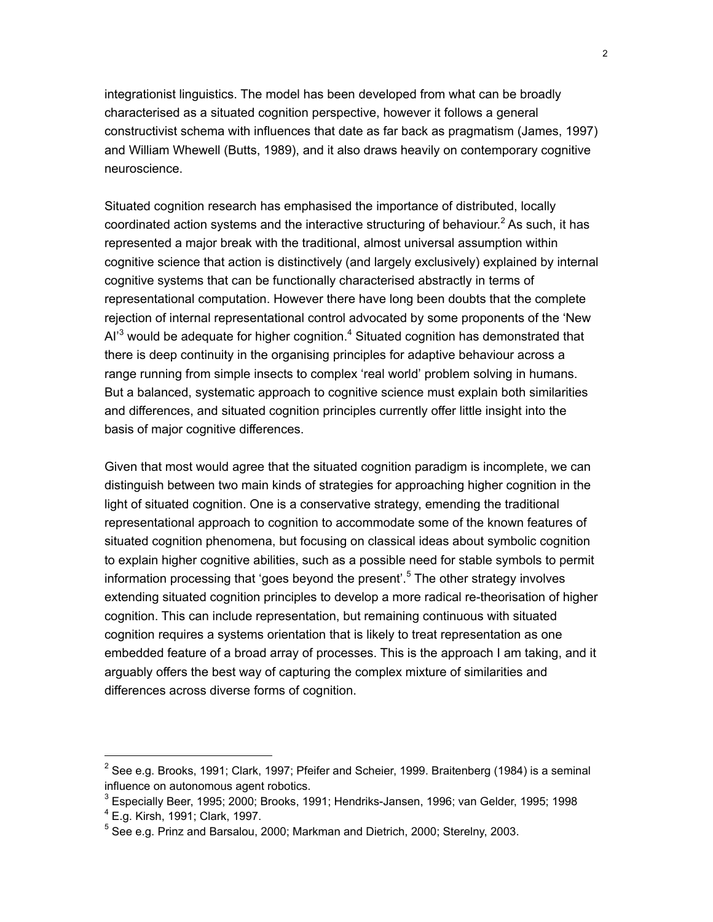integrationist linguistics. The model has been developed from what can be broadly characterised as a situated cognition perspective, however it follows a general constructivist schema with influences that date as far back as pragmatism (James, 1997) and William Whewell (Butts, 1989), and it also draws heavily on contemporary cognitive neuroscience.

Situated cognition research has emphasised the importance of distributed, locally coordinated action systems and the interactive structuring of behaviour.[2] As such, it has represented a major break with the traditional, almost universal assumption within cognitive science that action is distinctively (and largely exclusively) explained by internal cognitive systems that can be functionally characterised abstractly in terms of representational computation. However there have long been doubts that the complete rejection of internal representational control advocated by some proponents of the 'New AI'[3] would be adequate for higher cognition.[4] Situated cognition has demonstrated that there is deep continuity in the organising principles for adaptive behaviour across a range running from simple insects to complex 'real world' problem solving in humans. But a balanced, systematic approach to cognitive science must explain both similarities and differences, and situated cognition principles currently offer little insight into the basis of major cognitive differences.

Given that most would agree that the situated cognition paradigm is incomplete, we can distinguish between two main kinds of strategies for approaching higher cognition in the light of situated cognition. One is a conservative strategy, emending the traditional representational approach to cognition to accommodate some of the known features of situated cognition phenomena, but focusing on classical ideas about symbolic cognition to explain higher cognitive abilities, such as a possible need for stable symbols to permit information processing that 'goes beyond the present'.[5] The other strategy involves extending situated cognition principles to develop a more radical re-theorisation of higher cognition. This can include representation, but remaining continuous with situated cognition requires a systems orientation that is likely to treat representation as one embedded feature of a broad array of processes. This is the approach I am taking, and it arguably offers the best way of capturing the complex mixture of similarities and differences across diverse forms of cognition.

---

[2] See e.g. Brooks, 1991; Clark, 1997; Pfeifer and Scheier, 1999. Braitenberg (1984) is a seminal influence on autonomous agent robotics.

[3] Especially Beer, 1995; 2000; Brooks, 1991; Hendriks-Jansen, 1996; van Gelder, 1995; 1998

[4] E.g. Kirsh, 1991; Clark, 1997.

[5] See e.g. Prinz and Barsalou, 2000; Markman and Dietrich, 2000; Sterelny, 2003.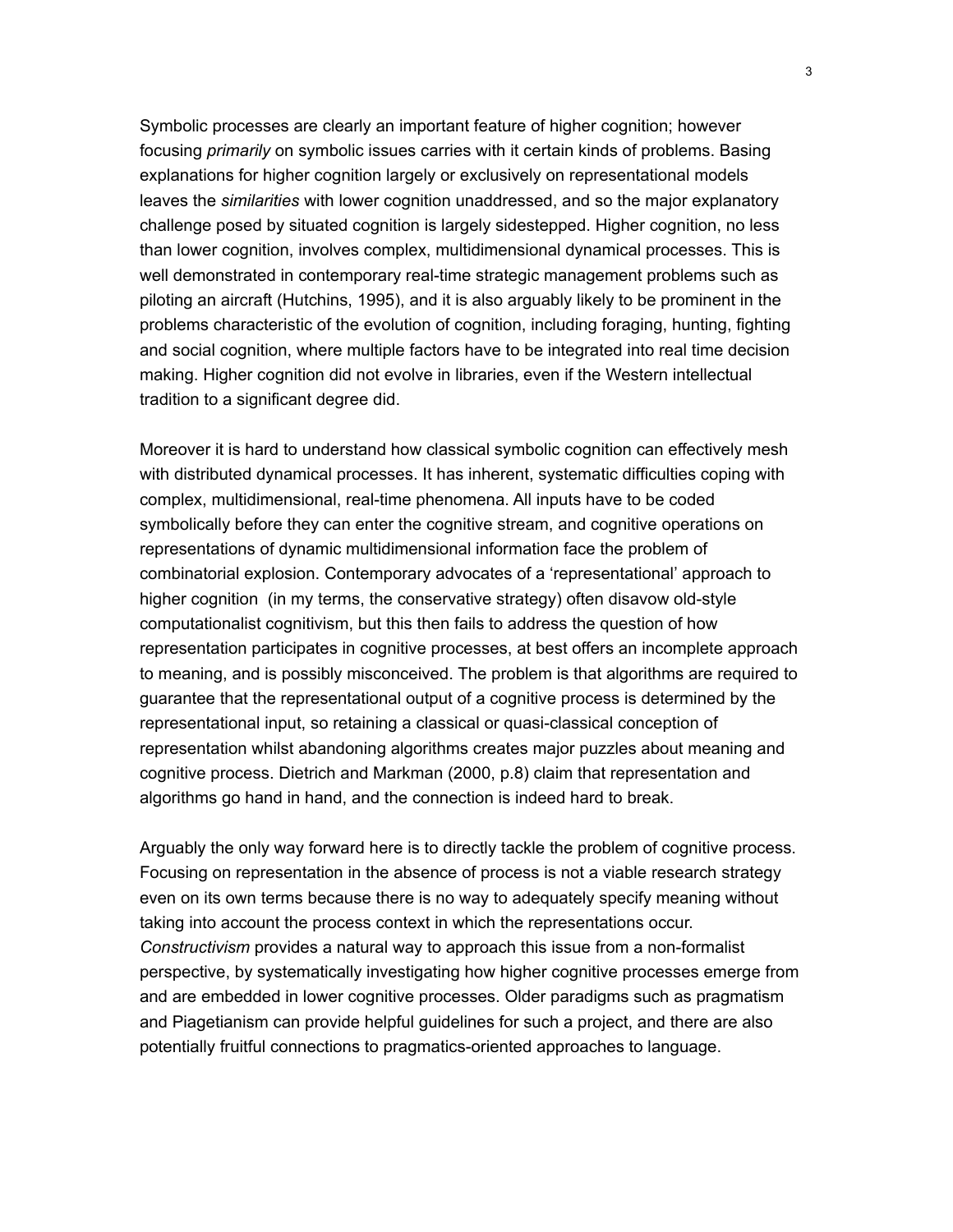Symbolic processes are clearly an important feature of higher cognition; however focusing *primarily* on symbolic issues carries with it certain kinds of problems. Basing explanations for higher cognition largely or exclusively on representational models leaves the *similarities* with lower cognition unaddressed, and so the major explanatory challenge posed by situated cognition is largely sidestepped. Higher cognition, no less than lower cognition, involves complex, multidimensional dynamical processes. This is well demonstrated in contemporary real-time strategic management problems such as piloting an aircraft (Hutchins, 1995), and it is also arguably likely to be prominent in the problems characteristic of the evolution of cognition, including foraging, hunting, fighting and social cognition, where multiple factors have to be integrated into real time decision making. Higher cognition did not evolve in libraries, even if the Western intellectual tradition to a significant degree did.

Moreover it is hard to understand how classical symbolic cognition can effectively mesh with distributed dynamical processes. It has inherent, systematic difficulties coping with complex, multidimensional, real-time phenomena. All inputs have to be coded symbolically before they can enter the cognitive stream, and cognitive operations on representations of dynamic multidimensional information face the problem of combinatorial explosion. Contemporary advocates of a 'representational' approach to higher cognition (in my terms, the conservative strategy) often disavow old-style computationalist cognitivism, but this then fails to address the question of how representation participates in cognitive processes, at best offers an incomplete approach to meaning, and is possibly misconceived. The problem is that algorithms are required to guarantee that the representational output of a cognitive process is determined by the representational input, so retaining a classical or quasi-classical conception of representation whilst abandoning algorithms creates major puzzles about meaning and cognitive process. Dietrich and Markman (2000, p.8) claim that representation and algorithms go hand in hand, and the connection is indeed hard to break.

Arguably the only way forward here is to directly tackle the problem of cognitive process. Focusing on representation in the absence of process is not a viable research strategy even on its own terms because there is no way to adequately specify meaning without taking into account the process context in which the representations occur. *Constructivism* provides a natural way to approach this issue from a non-formalist perspective, by systematically investigating how higher cognitive processes emerge from and are embedded in lower cognitive processes. Older paradigms such as pragmatism and Piagetianism can provide helpful guidelines for such a project, and there are also potentially fruitful connections to pragmatics-oriented approaches to language.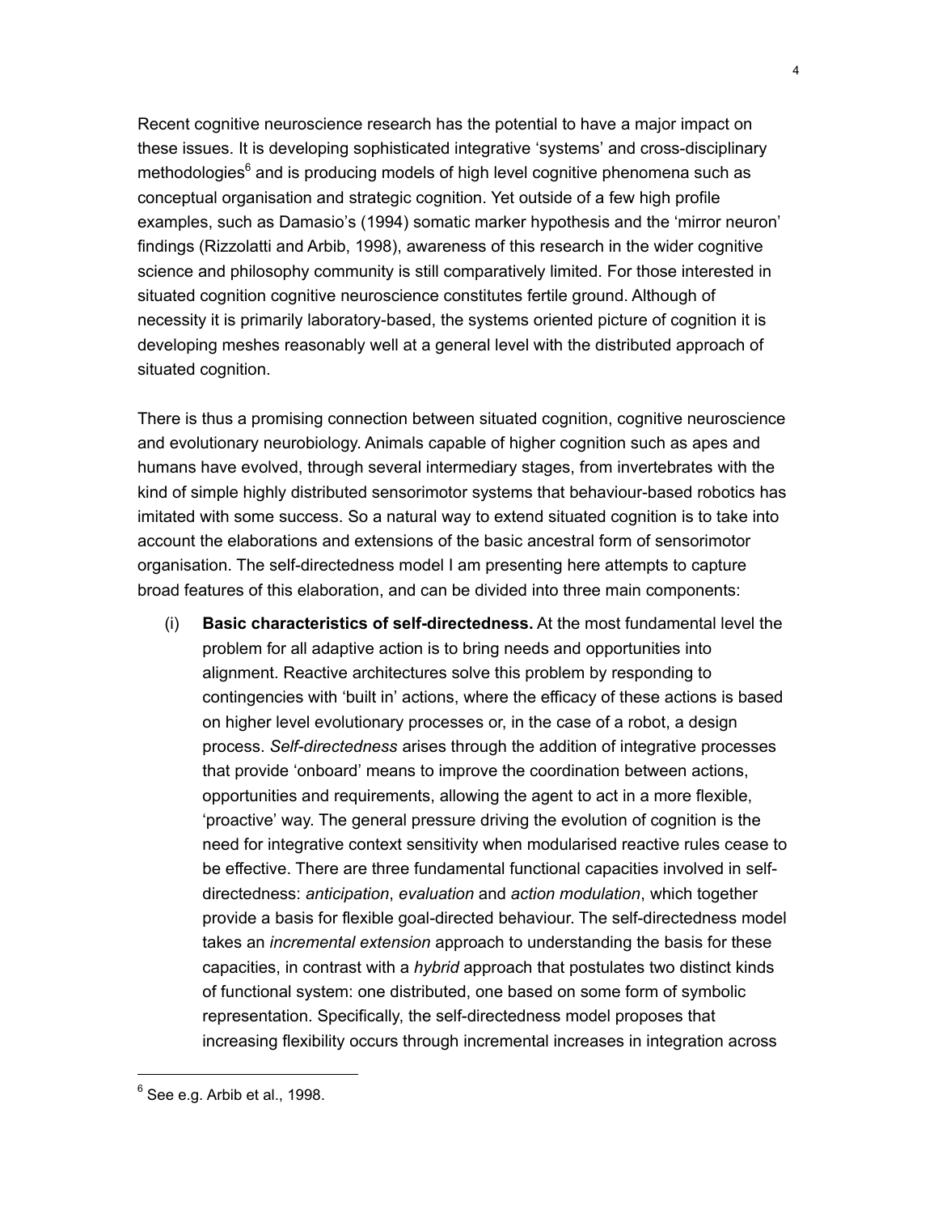Recent cognitive neuroscience research has the potential to have a major impact on these issues. It is developing sophisticated integrative 'systems' and cross-disciplinary methodologies[6] and is producing models of high level cognitive phenomena such as conceptual organisation and strategic cognition. Yet outside of a few high profile examples, such as Damasio's (1994) somatic marker hypothesis and the 'mirror neuron' findings (Rizzolatti and Arbib, 1998), awareness of this research in the wider cognitive science and philosophy community is still comparatively limited. For those interested in situated cognition cognitive neuroscience constitutes fertile ground. Although of necessity it is primarily laboratory-based, the systems oriented picture of cognition it is developing meshes reasonably well at a general level with the distributed approach of situated cognition.

There is thus a promising connection between situated cognition, cognitive neuroscience and evolutionary neurobiology. Animals capable of higher cognition such as apes and humans have evolved, through several intermediary stages, from invertebrates with the kind of simple highly distributed sensorimotor systems that behaviour-based robotics has imitated with some success. So a natural way to extend situated cognition is to take into account the elaborations and extensions of the basic ancestral form of sensorimotor organisation. The self-directedness model I am presenting here attempts to capture broad features of this elaboration, and can be divided into three main components:

(i) **Basic characteristics of self-directedness.** At the most fundamental level the problem for all adaptive action is to bring needs and opportunities into alignment. Reactive architectures solve this problem by responding to contingencies with 'built in' actions, where the efficacy of these actions is based on higher level evolutionary processes or, in the case of a robot, a design process. *Self-directedness* arises through the addition of integrative processes that provide 'onboard' means to improve the coordination between actions, opportunities and requirements, allowing the agent to act in a more flexible, 'proactive' way. The general pressure driving the evolution of cognition is the need for integrative context sensitivity when modularised reactive rules cease to be effective. There are three fundamental functional capacities involved in self-directedness: *anticipation*, *evaluation* and *action modulation*, which together provide a basis for flexible goal-directed behaviour. The self-directedness model takes an *incremental extension* approach to understanding the basis for these capacities, in contrast with a *hybrid* approach that postulates two distinct kinds of functional system: one distributed, one based on some form of symbolic representation. Specifically, the self-directedness model proposes that increasing flexibility occurs through incremental increases in integration across

[6] See e.g. Arbib et al., 1998.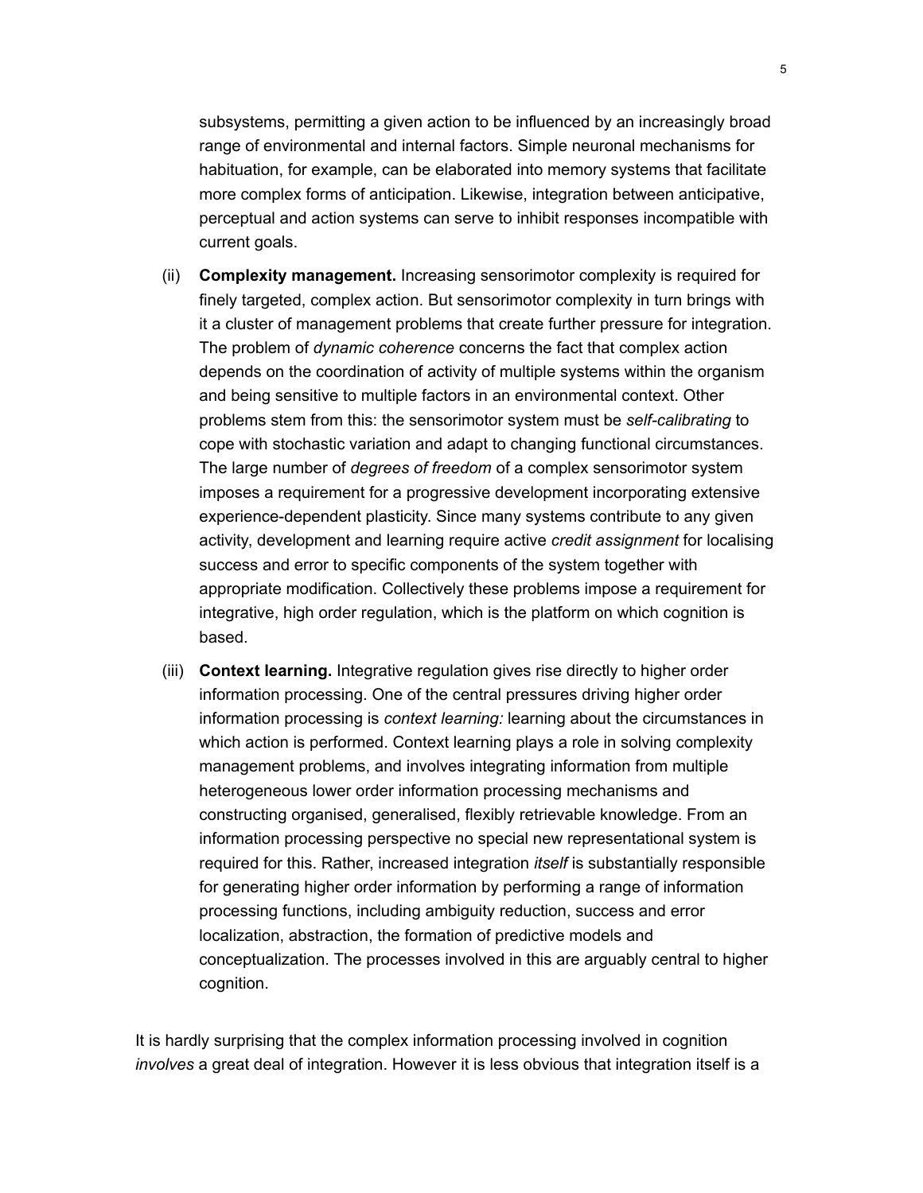subsystems, permitting a given action to be influenced by an increasingly broad range of environmental and internal factors. Simple neuronal mechanisms for habituation, for example, can be elaborated into memory systems that facilitate more complex forms of anticipation. Likewise, integration between anticipative, perceptual and action systems can serve to inhibit responses incompatible with current goals.

(ii) **Complexity management.** Increasing sensorimotor complexity is required for finely targeted, complex action. But sensorimotor complexity in turn brings with it a cluster of management problems that create further pressure for integration. The problem of *dynamic coherence* concerns the fact that complex action depends on the coordination of activity of multiple systems within the organism and being sensitive to multiple factors in an environmental context. Other problems stem from this: the sensorimotor system must be *self-calibrating* to cope with stochastic variation and adapt to changing functional circumstances. The large number of *degrees of freedom* of a complex sensorimotor system imposes a requirement for a progressive development incorporating extensive experience-dependent plasticity. Since many systems contribute to any given activity, development and learning require active *credit assignment* for localising success and error to specific components of the system together with appropriate modification. Collectively these problems impose a requirement for integrative, high order regulation, which is the platform on which cognition is based.

(iii) **Context learning.** Integrative regulation gives rise directly to higher order information processing. One of the central pressures driving higher order information processing is *context learning:* learning about the circumstances in which action is performed. Context learning plays a role in solving complexity management problems, and involves integrating information from multiple heterogeneous lower order information processing mechanisms and constructing organised, generalised, flexibly retrievable knowledge. From an information processing perspective no special new representational system is required for this. Rather, increased integration *itself* is substantially responsible for generating higher order information by performing a range of information processing functions, including ambiguity reduction, success and error localization, abstraction, the formation of predictive models and conceptualization. The processes involved in this are arguably central to higher cognition.

It is hardly surprising that the complex information processing involved in cognition *involves* a great deal of integration. However it is less obvious that integration itself is a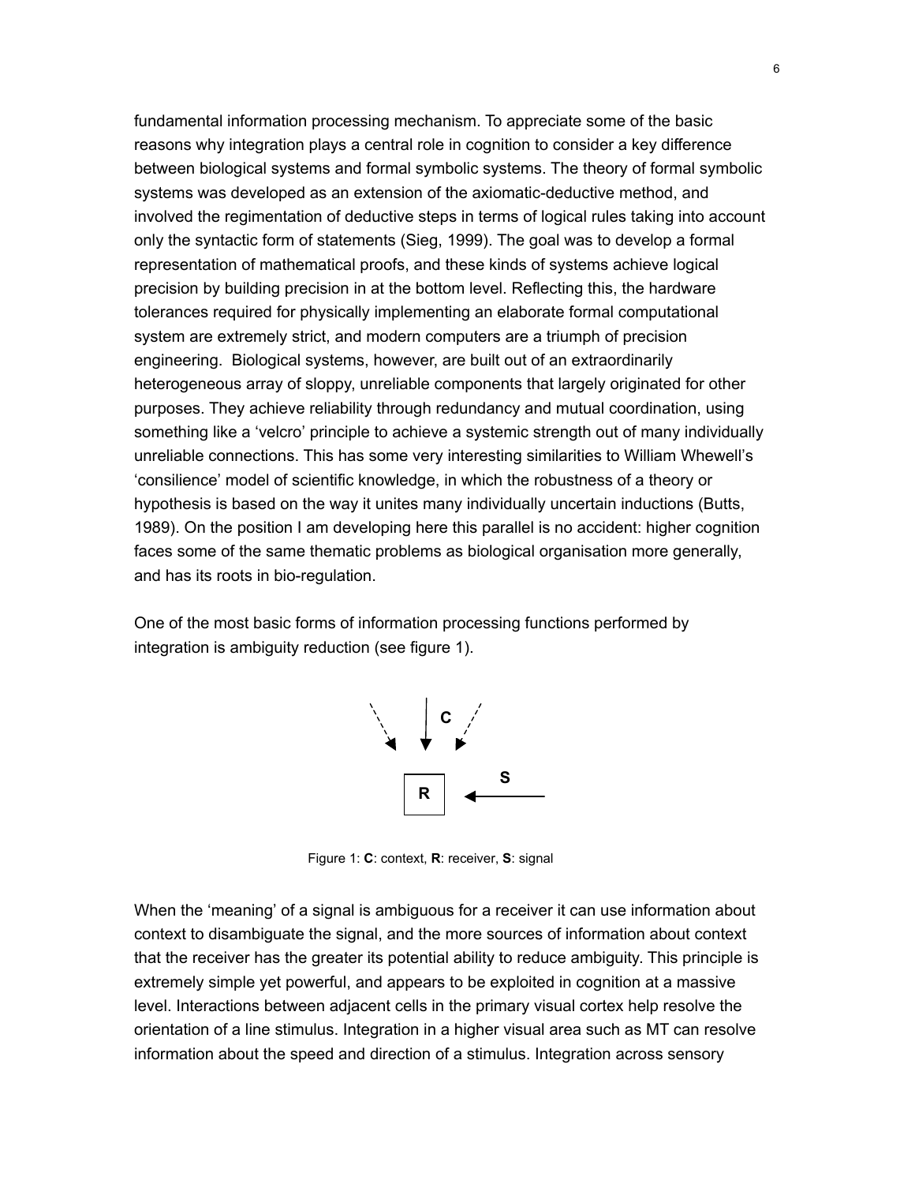fundamental information processing mechanism. To appreciate some of the basic reasons why integration plays a central role in cognition to consider a key difference between biological systems and formal symbolic systems. The theory of formal symbolic systems was developed as an extension of the axiomatic-deductive method, and involved the regimentation of deductive steps in terms of logical rules taking into account only the syntactic form of statements (Sieg, 1999). The goal was to develop a formal representation of mathematical proofs, and these kinds of systems achieve logical precision by building precision in at the bottom level. Reflecting this, the hardware tolerances required for physically implementing an elaborate formal computational system are extremely strict, and modern computers are a triumph of precision engineering. Biological systems, however, are built out of an extraordinarily heterogeneous array of sloppy, unreliable components that largely originated for other purposes. They achieve reliability through redundancy and mutual coordination, using something like a 'velcro' principle to achieve a systemic strength out of many individually unreliable connections. This has some very interesting similarities to William Whewell's 'consilience' model of scientific knowledge, in which the robustness of a theory or hypothesis is based on the way it unites many individually uncertain inductions (Butts, 1989). On the position I am developing here this parallel is no accident: higher cognition faces some of the same thematic problems as biological organisation more generally, and has its roots in bio-regulation.

One of the most basic forms of information processing functions performed by integration is ambiguity reduction (see figure 1).

Figure 1: **C**: context, **R**: receiver, **S**: signal

When the 'meaning' of a signal is ambiguous for a receiver it can use information about context to disambiguate the signal, and the more sources of information about context that the receiver has the greater its potential ability to reduce ambiguity. This principle is extremely simple yet powerful, and appears to be exploited in cognition at a massive level. Interactions between adjacent cells in the primary visual cortex help resolve the orientation of a line stimulus. Integration in a higher visual area such as MT can resolve information about the speed and direction of a stimulus. Integration across sensory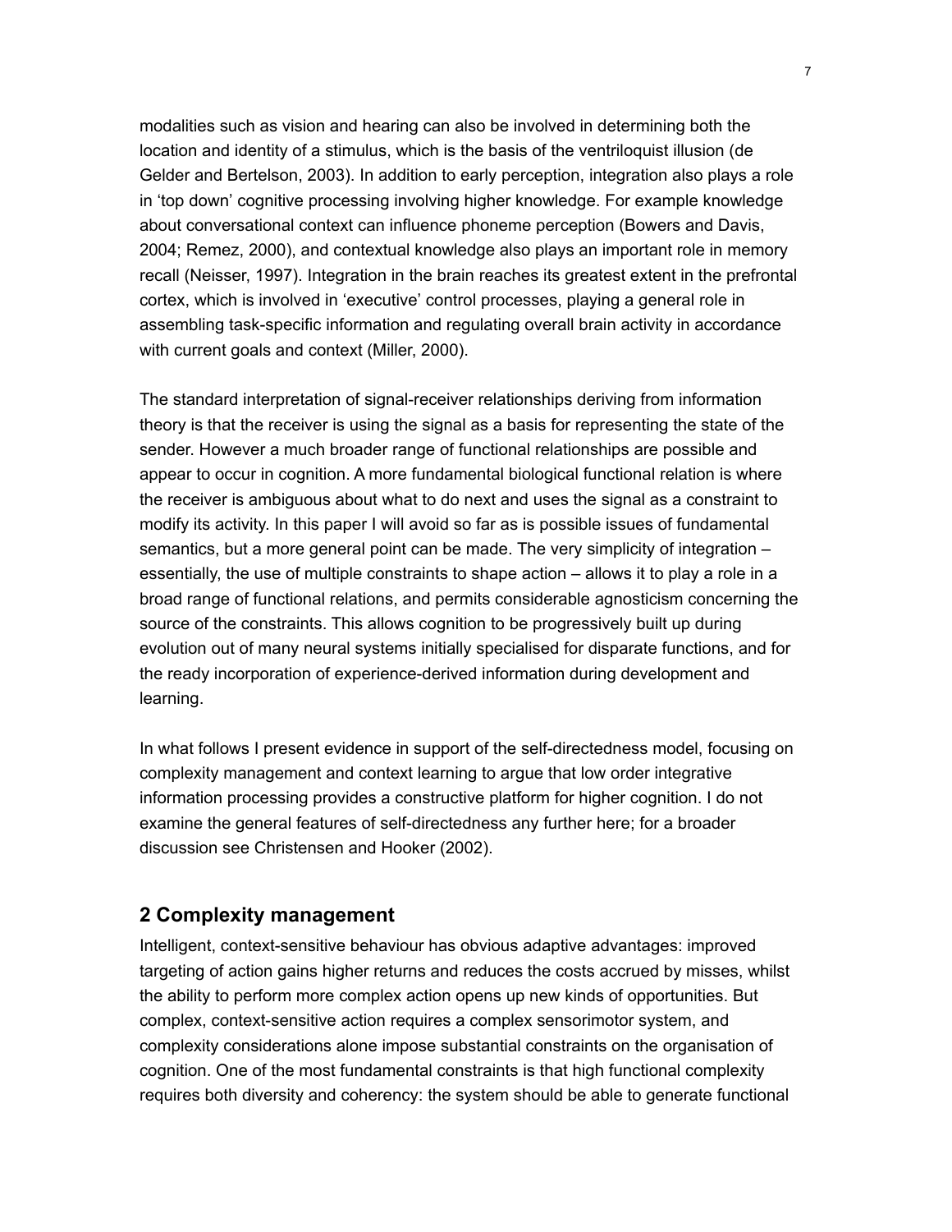modalities such as vision and hearing can also be involved in determining both the location and identity of a stimulus, which is the basis of the ventriloquist illusion (de Gelder and Bertelson, 2003). In addition to early perception, integration also plays a role in 'top down' cognitive processing involving higher knowledge. For example knowledge about conversational context can influence phoneme perception (Bowers and Davis, 2004; Remez, 2000), and contextual knowledge also plays an important role in memory recall (Neisser, 1997). Integration in the brain reaches its greatest extent in the prefrontal cortex, which is involved in 'executive' control processes, playing a general role in assembling task-specific information and regulating overall brain activity in accordance with current goals and context (Miller, 2000).

The standard interpretation of signal-receiver relationships deriving from information theory is that the receiver is using the signal as a basis for representing the state of the sender. However a much broader range of functional relationships are possible and appear to occur in cognition. A more fundamental biological functional relation is where the receiver is ambiguous about what to do next and uses the signal as a constraint to modify its activity. In this paper I will avoid so far as is possible issues of fundamental semantics, but a more general point can be made. The very simplicity of integration – essentially, the use of multiple constraints to shape action – allows it to play a role in a broad range of functional relations, and permits considerable agnosticism concerning the source of the constraints. This allows cognition to be progressively built up during evolution out of many neural systems initially specialised for disparate functions, and for the ready incorporation of experience-derived information during development and learning.

In what follows I present evidence in support of the self-directedness model, focusing on complexity management and context learning to argue that low order integrative information processing provides a constructive platform for higher cognition. I do not examine the general features of self-directedness any further here; for a broader discussion see Christensen and Hooker (2002).

## 2 Complexity management

Intelligent, context-sensitive behaviour has obvious adaptive advantages: improved targeting of action gains higher returns and reduces the costs accrued by misses, whilst the ability to perform more complex action opens up new kinds of opportunities. But complex, context-sensitive action requires a complex sensorimotor system, and complexity considerations alone impose substantial constraints on the organisation of cognition. One of the most fundamental constraints is that high functional complexity requires both diversity and coherency: the system should be able to generate functional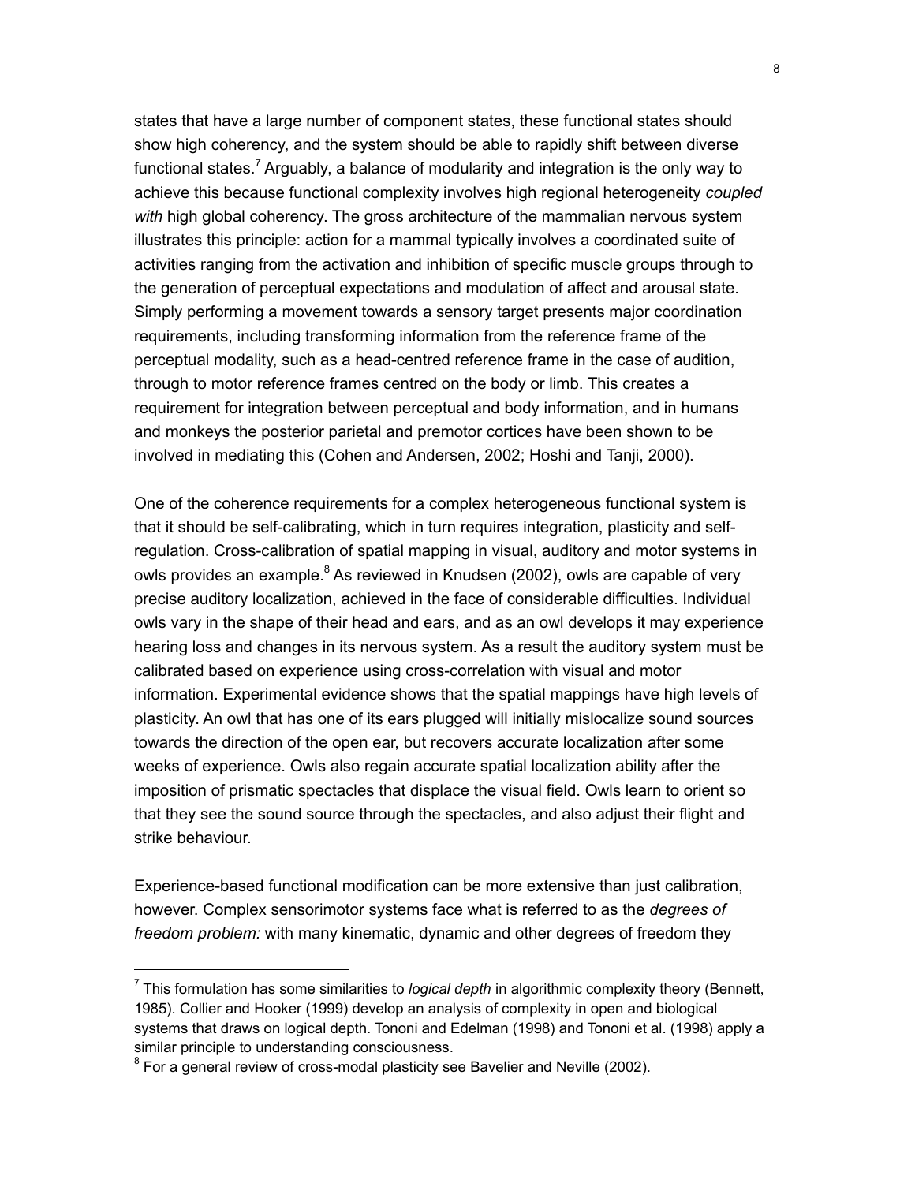states that have a large number of component states, these functional states should show high coherency, and the system should be able to rapidly shift between diverse functional states.[7] Arguably, a balance of modularity and integration is the only way to achieve this because functional complexity involves high regional heterogeneity *coupled with* high global coherency. The gross architecture of the mammalian nervous system illustrates this principle: action for a mammal typically involves a coordinated suite of activities ranging from the activation and inhibition of specific muscle groups through to the generation of perceptual expectations and modulation of affect and arousal state. Simply performing a movement towards a sensory target presents major coordination requirements, including transforming information from the reference frame of the perceptual modality, such as a head-centred reference frame in the case of audition, through to motor reference frames centred on the body or limb. This creates a requirement for integration between perceptual and body information, and in humans and monkeys the posterior parietal and premotor cortices have been shown to be involved in mediating this (Cohen and Andersen, 2002; Hoshi and Tanji, 2000).

One of the coherence requirements for a complex heterogeneous functional system is that it should be self-calibrating, which in turn requires integration, plasticity and self-regulation. Cross-calibration of spatial mapping in visual, auditory and motor systems in owls provides an example.[8] As reviewed in Knudsen (2002), owls are capable of very precise auditory localization, achieved in the face of considerable difficulties. Individual owls vary in the shape of their head and ears, and as an owl develops it may experience hearing loss and changes in its nervous system. As a result the auditory system must be calibrated based on experience using cross-correlation with visual and motor information. Experimental evidence shows that the spatial mappings have high levels of plasticity. An owl that has one of its ears plugged will initially mislocalize sound sources towards the direction of the open ear, but recovers accurate localization after some weeks of experience. Owls also regain accurate spatial localization ability after the imposition of prismatic spectacles that displace the visual field. Owls learn to orient so that they see the sound source through the spectacles, and also adjust their flight and strike behaviour.

Experience-based functional modification can be more extensive than just calibration, however. Complex sensorimotor systems face what is referred to as the *degrees of freedom problem:* with many kinematic, dynamic and other degrees of freedom they

---

[7] This formulation has some similarities to *logical depth* in algorithmic complexity theory (Bennett, 1985). Collier and Hooker (1999) develop an analysis of complexity in open and biological systems that draws on logical depth. Tononi and Edelman (1998) and Tononi et al. (1998) apply a similar principle to understanding consciousness.

[8] For a general review of cross-modal plasticity see Bavelier and Neville (2002).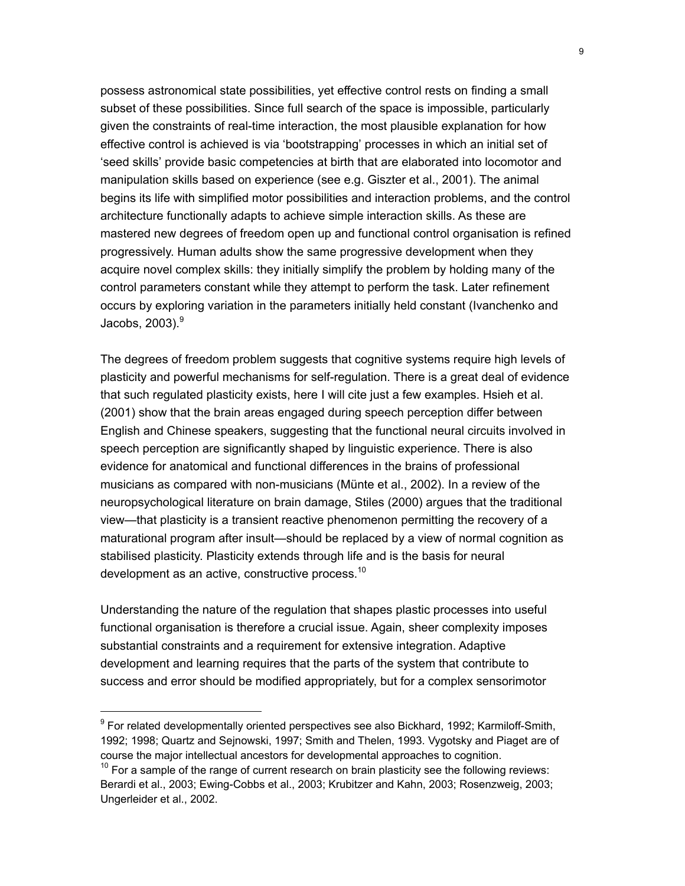possess astronomical state possibilities, yet effective control rests on finding a small subset of these possibilities. Since full search of the space is impossible, particularly given the constraints of real-time interaction, the most plausible explanation for how effective control is achieved is via 'bootstrapping' processes in which an initial set of 'seed skills' provide basic competencies at birth that are elaborated into locomotor and manipulation skills based on experience (see e.g. Giszter et al., 2001). The animal begins its life with simplified motor possibilities and interaction problems, and the control architecture functionally adapts to achieve simple interaction skills. As these are mastered new degrees of freedom open up and functional control organisation is refined progressively. Human adults show the same progressive development when they acquire novel complex skills: they initially simplify the problem by holding many of the control parameters constant while they attempt to perform the task. Later refinement occurs by exploring variation in the parameters initially held constant (Ivanchenko and Jacobs, 2003).[9]

The degrees of freedom problem suggests that cognitive systems require high levels of plasticity and powerful mechanisms for self-regulation. There is a great deal of evidence that such regulated plasticity exists, here I will cite just a few examples. Hsieh et al. (2001) show that the brain areas engaged during speech perception differ between English and Chinese speakers, suggesting that the functional neural circuits involved in speech perception are significantly shaped by linguistic experience. There is also evidence for anatomical and functional differences in the brains of professional musicians as compared with non-musicians (Münte et al., 2002). In a review of the neuropsychological literature on brain damage, Stiles (2000) argues that the traditional view—that plasticity is a transient reactive phenomenon permitting the recovery of a maturational program after insult—should be replaced by a view of normal cognition as stabilised plasticity. Plasticity extends through life and is the basis for neural development as an active, constructive process.[10]

Understanding the nature of the regulation that shapes plastic processes into useful functional organisation is therefore a crucial issue. Again, sheer complexity imposes substantial constraints and a requirement for extensive integration. Adaptive development and learning requires that the parts of the system that contribute to success and error should be modified appropriately, but for a complex sensorimotor

---

[9] For related developmentally oriented perspectives see also Bickhard, 1992; Karmiloff-Smith, 1992; 1998; Quartz and Sejnowski, 1997; Smith and Thelen, 1993. Vygotsky and Piaget are of course the major intellectual ancestors for developmental approaches to cognition.

[10] For a sample of the range of current research on brain plasticity see the following reviews: Berardi et al., 2003; Ewing-Cobbs et al., 2003; Krubitzer and Kahn, 2003; Rosenzweig, 2003; Ungerleider et al., 2002.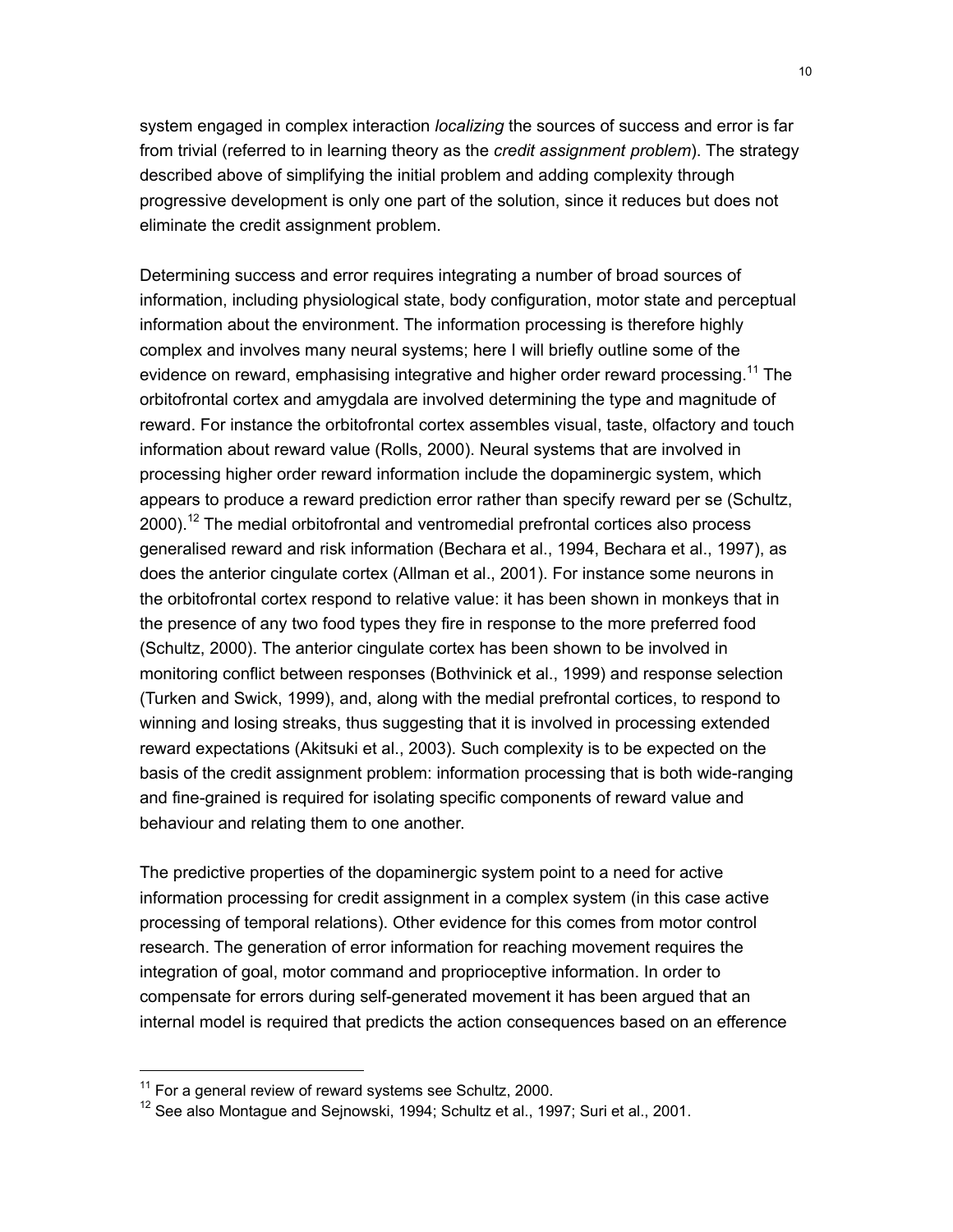system engaged in complex interaction *localizing* the sources of success and error is far from trivial (referred to in learning theory as the *credit assignment problem*). The strategy described above of simplifying the initial problem and adding complexity through progressive development is only one part of the solution, since it reduces but does not eliminate the credit assignment problem.

Determining success and error requires integrating a number of broad sources of information, including physiological state, body configuration, motor state and perceptual information about the environment. The information processing is therefore highly complex and involves many neural systems; here I will briefly outline some of the evidence on reward, emphasising integrative and higher order reward processing.[11] The orbitofrontal cortex and amygdala are involved determining the type and magnitude of reward. For instance the orbitofrontal cortex assembles visual, taste, olfactory and touch information about reward value (Rolls, 2000). Neural systems that are involved in processing higher order reward information include the dopaminergic system, which appears to produce a reward prediction error rather than specify reward per se (Schultz, 2000).[12] The medial orbitofrontal and ventromedial prefrontal cortices also process generalised reward and risk information (Bechara et al., 1994, Bechara et al., 1997), as does the anterior cingulate cortex (Allman et al., 2001). For instance some neurons in the orbitofrontal cortex respond to relative value: it has been shown in monkeys that in the presence of any two food types they fire in response to the more preferred food (Schultz, 2000). The anterior cingulate cortex has been shown to be involved in monitoring conflict between responses (Bothvinick et al., 1999) and response selection (Turken and Swick, 1999), and, along with the medial prefrontal cortices, to respond to winning and losing streaks, thus suggesting that it is involved in processing extended reward expectations (Akitsuki et al., 2003). Such complexity is to be expected on the basis of the credit assignment problem: information processing that is both wide-ranging and fine-grained is required for isolating specific components of reward value and behaviour and relating them to one another.

The predictive properties of the dopaminergic system point to a need for active information processing for credit assignment in a complex system (in this case active processing of temporal relations). Other evidence for this comes from motor control research. The generation of error information for reaching movement requires the integration of goal, motor command and proprioceptive information. In order to compensate for errors during self-generated movement it has been argued that an internal model is required that predicts the action consequences based on an efference

[11] For a general review of reward systems see Schultz, 2000.

[12] See also Montague and Sejnowski, 1994; Schultz et al., 1997; Suri et al., 2001.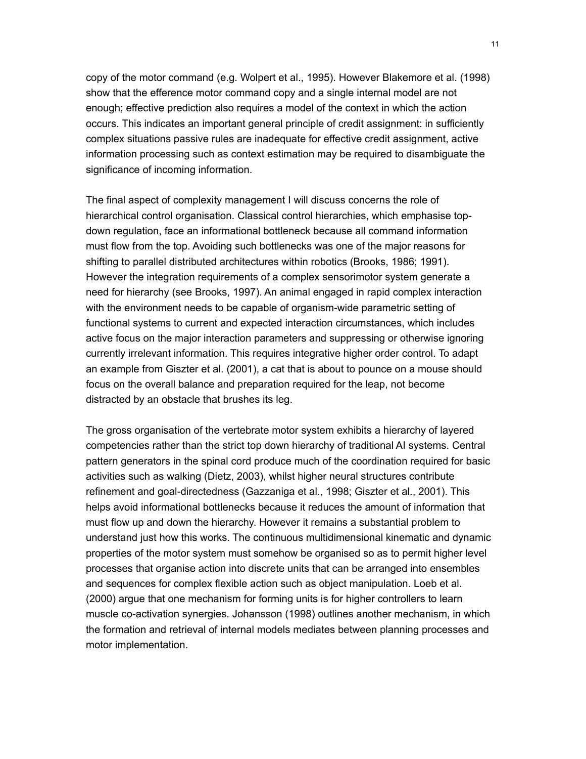copy of the motor command (e.g. Wolpert et al., 1995). However Blakemore et al. (1998) show that the efference motor command copy and a single internal model are not enough; effective prediction also requires a model of the context in which the action occurs. This indicates an important general principle of credit assignment: in sufficiently complex situations passive rules are inadequate for effective credit assignment, active information processing such as context estimation may be required to disambiguate the significance of incoming information.

The final aspect of complexity management I will discuss concerns the role of hierarchical control organisation. Classical control hierarchies, which emphasise top-down regulation, face an informational bottleneck because all command information must flow from the top. Avoiding such bottlenecks was one of the major reasons for shifting to parallel distributed architectures within robotics (Brooks, 1986; 1991). However the integration requirements of a complex sensorimotor system generate a need for hierarchy (see Brooks, 1997). An animal engaged in rapid complex interaction with the environment needs to be capable of organism-wide parametric setting of functional systems to current and expected interaction circumstances, which includes active focus on the major interaction parameters and suppressing or otherwise ignoring currently irrelevant information. This requires integrative higher order control. To adapt an example from Giszter et al. (2001), a cat that is about to pounce on a mouse should focus on the overall balance and preparation required for the leap, not become distracted by an obstacle that brushes its leg.

The gross organisation of the vertebrate motor system exhibits a hierarchy of layered competencies rather than the strict top down hierarchy of traditional AI systems. Central pattern generators in the spinal cord produce much of the coordination required for basic activities such as walking (Dietz, 2003), whilst higher neural structures contribute refinement and goal-directedness (Gazzaniga et al., 1998; Giszter et al., 2001). This helps avoid informational bottlenecks because it reduces the amount of information that must flow up and down the hierarchy. However it remains a substantial problem to understand just how this works. The continuous multidimensional kinematic and dynamic properties of the motor system must somehow be organised so as to permit higher level processes that organise action into discrete units that can be arranged into ensembles and sequences for complex flexible action such as object manipulation. Loeb et al. (2000) argue that one mechanism for forming units is for higher controllers to learn muscle co-activation synergies. Johansson (1998) outlines another mechanism, in which the formation and retrieval of internal models mediates between planning processes and motor implementation.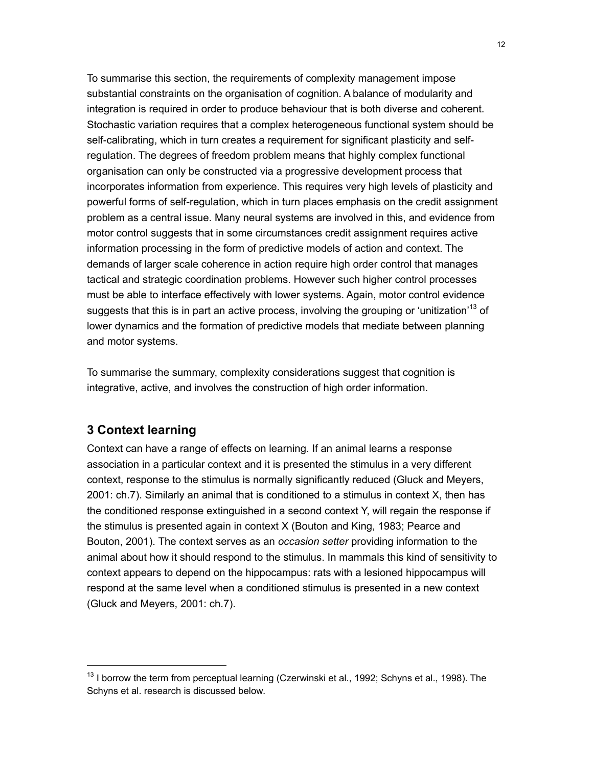To summarise this section, the requirements of complexity management impose substantial constraints on the organisation of cognition. A balance of modularity and integration is required in order to produce behaviour that is both diverse and coherent. Stochastic variation requires that a complex heterogeneous functional system should be self-calibrating, which in turn creates a requirement for significant plasticity and self-regulation. The degrees of freedom problem means that highly complex functional organisation can only be constructed via a progressive development process that incorporates information from experience. This requires very high levels of plasticity and powerful forms of self-regulation, which in turn places emphasis on the credit assignment problem as a central issue. Many neural systems are involved in this, and evidence from motor control suggests that in some circumstances credit assignment requires active information processing in the form of predictive models of action and context. The demands of larger scale coherence in action require high order control that manages tactical and strategic coordination problems. However such higher control processes must be able to interface effectively with lower systems. Again, motor control evidence suggests that this is in part an active process, involving the grouping or 'unitization'[13] of lower dynamics and the formation of predictive models that mediate between planning and motor systems.

To summarise the summary, complexity considerations suggest that cognition is integrative, active, and involves the construction of high order information.

## 3 Context learning

Context can have a range of effects on learning. If an animal learns a response association in a particular context and it is presented the stimulus in a very different context, response to the stimulus is normally significantly reduced (Gluck and Meyers, 2001: ch.7). Similarly an animal that is conditioned to a stimulus in context X, then has the conditioned response extinguished in a second context Y, will regain the response if the stimulus is presented again in context X (Bouton and King, 1983; Pearce and Bouton, 2001). The context serves as an *occasion setter* providing information to the animal about how it should respond to the stimulus. In mammals this kind of sensitivity to context appears to depend on the hippocampus: rats with a lesioned hippocampus will respond at the same level when a conditioned stimulus is presented in a new context (Gluck and Meyers, 2001: ch.7).

[13] I borrow the term from perceptual learning (Czerwinski et al., 1992; Schyns et al., 1998). The Schyns et al. research is discussed below.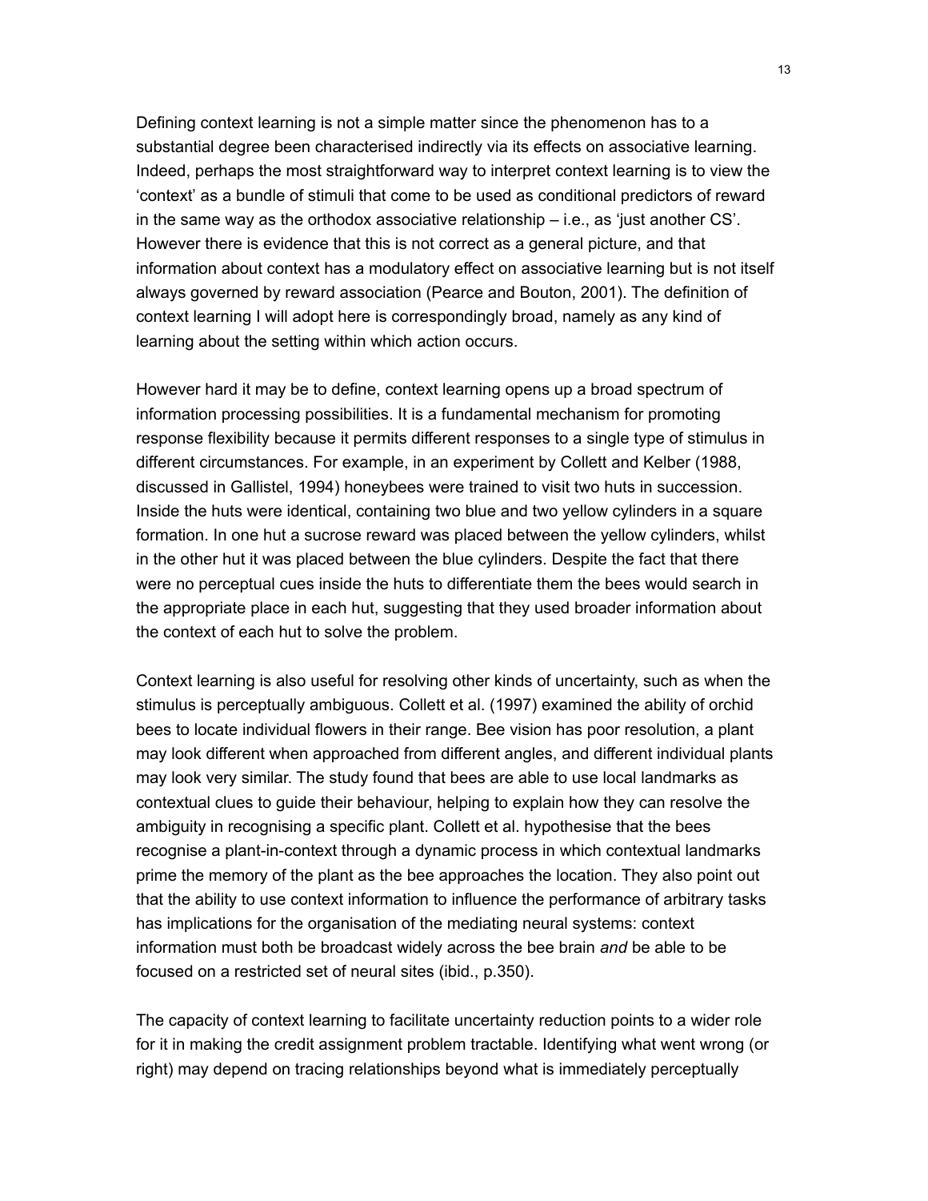Defining context learning is not a simple matter since the phenomenon has to a substantial degree been characterised indirectly via its effects on associative learning. Indeed, perhaps the most straightforward way to interpret context learning is to view the 'context' as a bundle of stimuli that come to be used as conditional predictors of reward in the same way as the orthodox associative relationship – i.e., as 'just another CS'. However there is evidence that this is not correct as a general picture, and that information about context has a modulatory effect on associative learning but is not itself always governed by reward association (Pearce and Bouton, 2001). The definition of context learning I will adopt here is correspondingly broad, namely as any kind of learning about the setting within which action occurs.

However hard it may be to define, context learning opens up a broad spectrum of information processing possibilities. It is a fundamental mechanism for promoting response flexibility because it permits different responses to a single type of stimulus in different circumstances. For example, in an experiment by Collett and Kelber (1988, discussed in Gallistel, 1994) honeybees were trained to visit two huts in succession. Inside the huts were identical, containing two blue and two yellow cylinders in a square formation. In one hut a sucrose reward was placed between the yellow cylinders, whilst in the other hut it was placed between the blue cylinders. Despite the fact that there were no perceptual cues inside the huts to differentiate them the bees would search in the appropriate place in each hut, suggesting that they used broader information about the context of each hut to solve the problem.

Context learning is also useful for resolving other kinds of uncertainty, such as when the stimulus is perceptually ambiguous. Collett et al. (1997) examined the ability of orchid bees to locate individual flowers in their range. Bee vision has poor resolution, a plant may look different when approached from different angles, and different individual plants may look very similar. The study found that bees are able to use local landmarks as contextual clues to guide their behaviour, helping to explain how they can resolve the ambiguity in recognising a specific plant. Collett et al. hypothesise that the bees recognise a plant-in-context through a dynamic process in which contextual landmarks prime the memory of the plant as the bee approaches the location. They also point out that the ability to use context information to influence the performance of arbitrary tasks has implications for the organisation of the mediating neural systems: context information must both be broadcast widely across the bee brain *and* be able to be focused on a restricted set of neural sites (ibid., p.350).

The capacity of context learning to facilitate uncertainty reduction points to a wider role for it in making the credit assignment problem tractable. Identifying what went wrong (or right) may depend on tracing relationships beyond what is immediately perceptually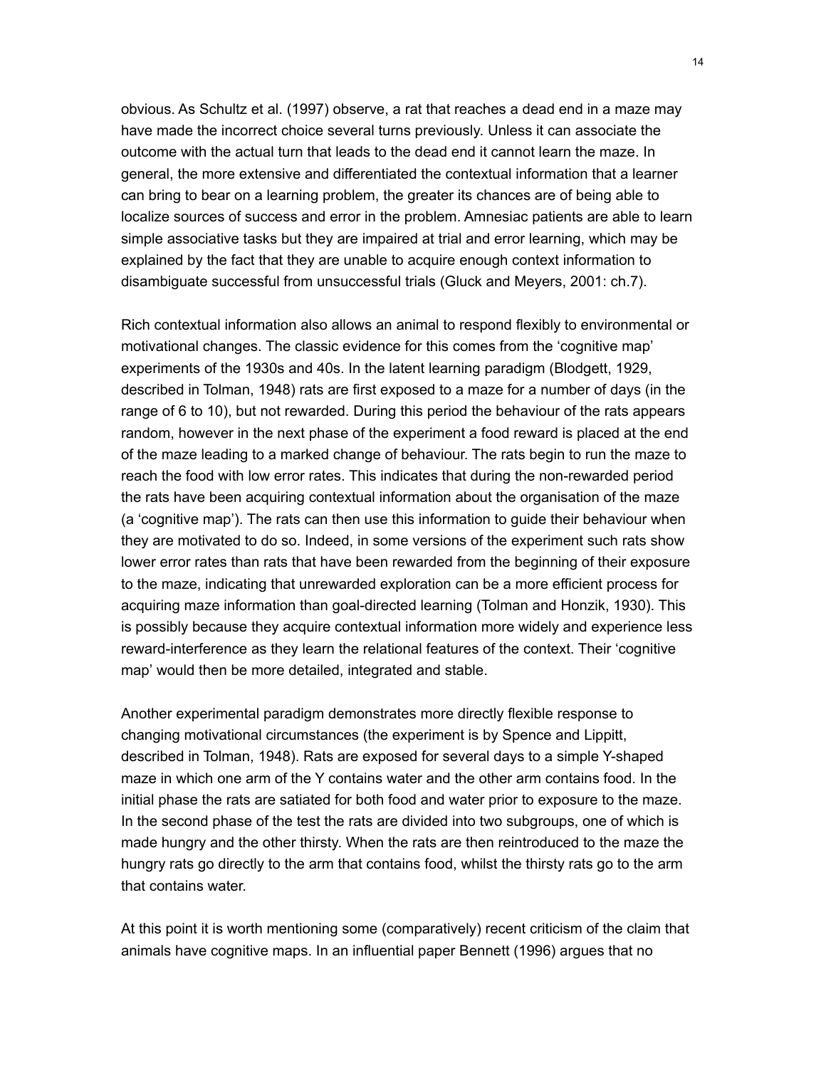obvious. As Schultz et al. (1997) observe, a rat that reaches a dead end in a maze may have made the incorrect choice several turns previously. Unless it can associate the outcome with the actual turn that leads to the dead end it cannot learn the maze. In general, the more extensive and differentiated the contextual information that a learner can bring to bear on a learning problem, the greater its chances are of being able to localize sources of success and error in the problem. Amnesiac patients are able to learn simple associative tasks but they are impaired at trial and error learning, which may be explained by the fact that they are unable to acquire enough context information to disambiguate successful from unsuccessful trials (Gluck and Meyers, 2001: ch.7).

Rich contextual information also allows an animal to respond flexibly to environmental or motivational changes. The classic evidence for this comes from the 'cognitive map' experiments of the 1930s and 40s. In the latent learning paradigm (Blodgett, 1929, described in Tolman, 1948) rats are first exposed to a maze for a number of days (in the range of 6 to 10), but not rewarded. During this period the behaviour of the rats appears random, however in the next phase of the experiment a food reward is placed at the end of the maze leading to a marked change of behaviour. The rats begin to run the maze to reach the food with low error rates. This indicates that during the non-rewarded period the rats have been acquiring contextual information about the organisation of the maze (a 'cognitive map'). The rats can then use this information to guide their behaviour when they are motivated to do so. Indeed, in some versions of the experiment such rats show lower error rates than rats that have been rewarded from the beginning of their exposure to the maze, indicating that unrewarded exploration can be a more efficient process for acquiring maze information than goal-directed learning (Tolman and Honzik, 1930). This is possibly because they acquire contextual information more widely and experience less reward-interference as they learn the relational features of the context. Their 'cognitive map' would then be more detailed, integrated and stable.

Another experimental paradigm demonstrates more directly flexible response to changing motivational circumstances (the experiment is by Spence and Lippitt, described in Tolman, 1948). Rats are exposed for several days to a simple Y-shaped maze in which one arm of the Y contains water and the other arm contains food. In the initial phase the rats are satiated for both food and water prior to exposure to the maze. In the second phase of the test the rats are divided into two subgroups, one of which is made hungry and the other thirsty. When the rats are then reintroduced to the maze the hungry rats go directly to the arm that contains food, whilst the thirsty rats go to the arm that contains water.

At this point it is worth mentioning some (comparatively) recent criticism of the claim that animals have cognitive maps. In an influential paper Bennett (1996) argues that no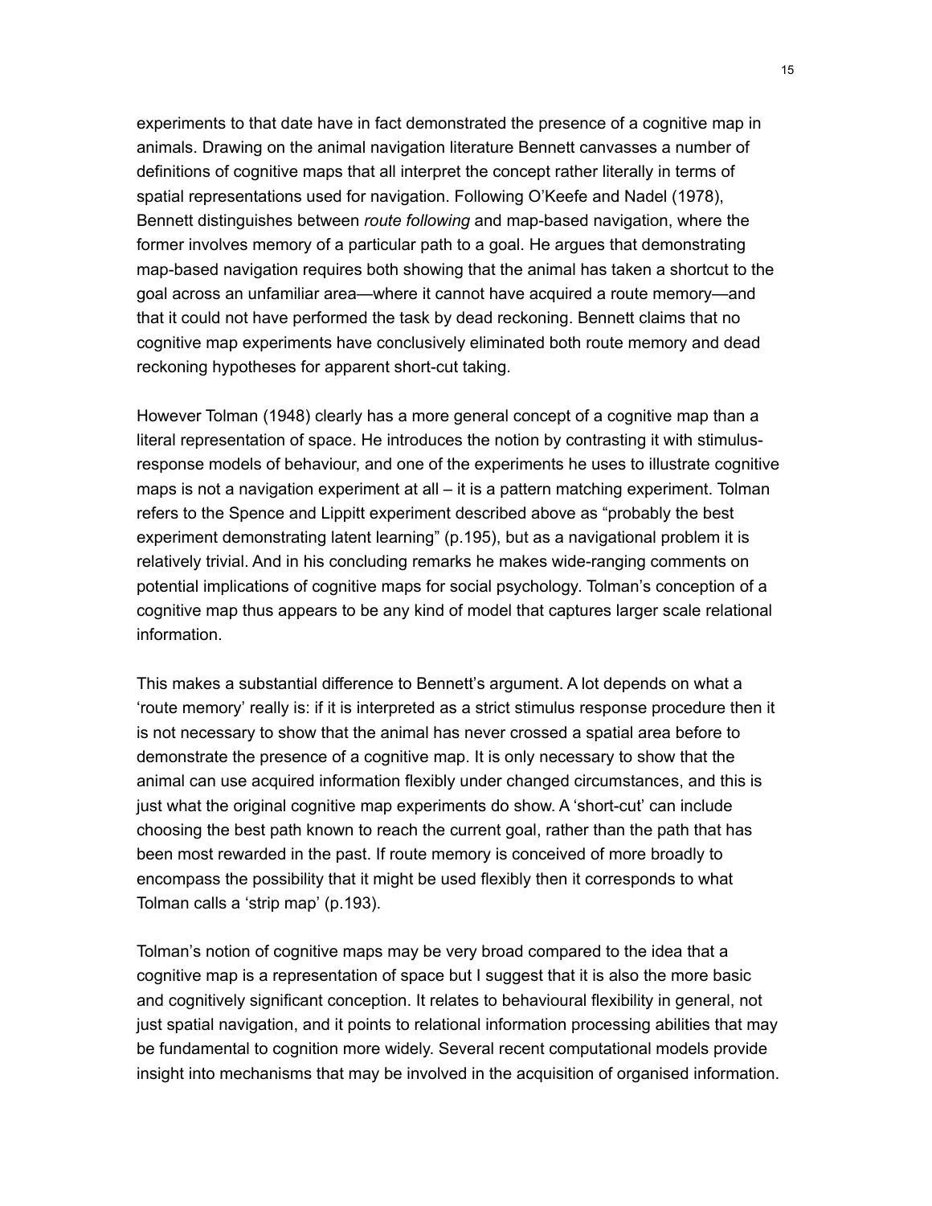experiments to that date have in fact demonstrated the presence of a cognitive map in animals. Drawing on the animal navigation literature Bennett canvasses a number of definitions of cognitive maps that all interpret the concept rather literally in terms of spatial representations used for navigation. Following O'Keefe and Nadel (1978), Bennett distinguishes between *route following* and map-based navigation, where the former involves memory of a particular path to a goal. He argues that demonstrating map-based navigation requires both showing that the animal has taken a shortcut to the goal across an unfamiliar area—where it cannot have acquired a route memory—and that it could not have performed the task by dead reckoning. Bennett claims that no cognitive map experiments have conclusively eliminated both route memory and dead reckoning hypotheses for apparent short-cut taking.

However Tolman (1948) clearly has a more general concept of a cognitive map than a literal representation of space. He introduces the notion by contrasting it with stimulus-response models of behaviour, and one of the experiments he uses to illustrate cognitive maps is not a navigation experiment at all – it is a pattern matching experiment. Tolman refers to the Spence and Lippitt experiment described above as "probably the best experiment demonstrating latent learning" (p.195), but as a navigational problem it is relatively trivial. And in his concluding remarks he makes wide-ranging comments on potential implications of cognitive maps for social psychology. Tolman's conception of a cognitive map thus appears to be any kind of model that captures larger scale relational information.

This makes a substantial difference to Bennett's argument. A lot depends on what a 'route memory' really is: if it is interpreted as a strict stimulus response procedure then it is not necessary to show that the animal has never crossed a spatial area before to demonstrate the presence of a cognitive map. It is only necessary to show that the animal can use acquired information flexibly under changed circumstances, and this is just what the original cognitive map experiments do show. A 'short-cut' can include choosing the best path known to reach the current goal, rather than the path that has been most rewarded in the past. If route memory is conceived of more broadly to encompass the possibility that it might be used flexibly then it corresponds to what Tolman calls a 'strip map' (p.193).

Tolman's notion of cognitive maps may be very broad compared to the idea that a cognitive map is a representation of space but I suggest that it is also the more basic and cognitively significant conception. It relates to behavioural flexibility in general, not just spatial navigation, and it points to relational information processing abilities that may be fundamental to cognition more widely. Several recent computational models provide insight into mechanisms that may be involved in the acquisition of organised information.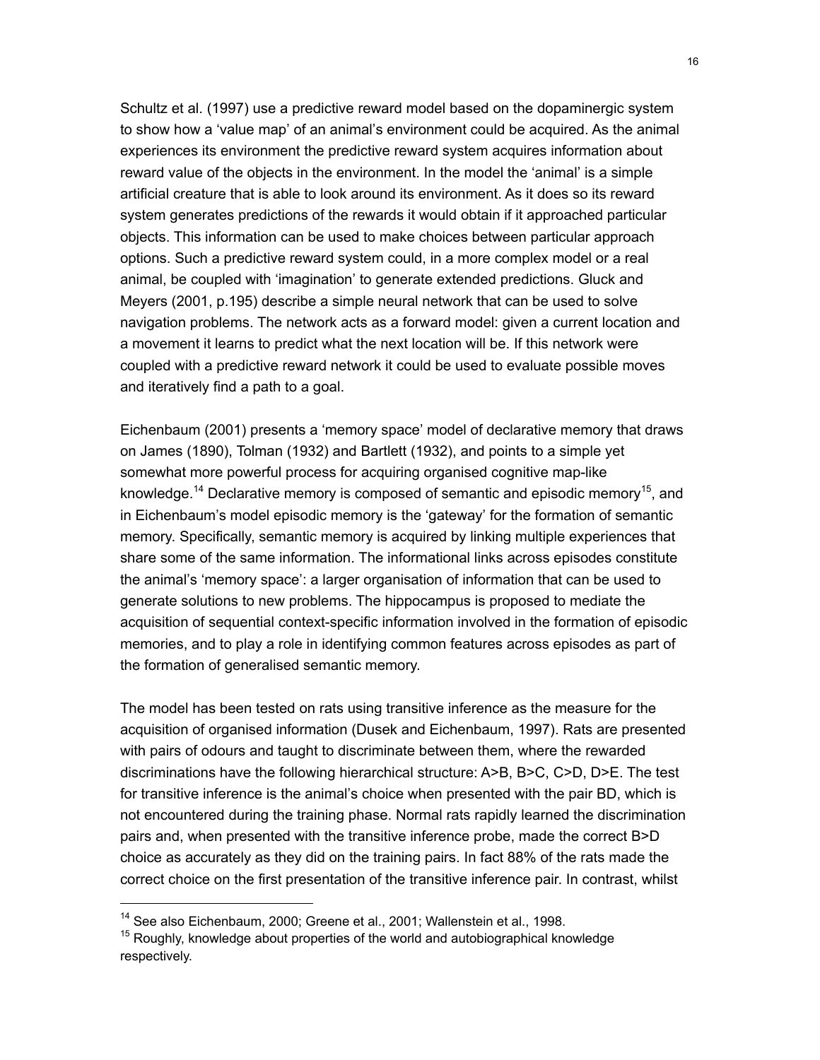Schultz et al. (1997) use a predictive reward model based on the dopaminergic system to show how a 'value map' of an animal's environment could be acquired. As the animal experiences its environment the predictive reward system acquires information about reward value of the objects in the environment. In the model the 'animal' is a simple artificial creature that is able to look around its environment. As it does so its reward system generates predictions of the rewards it would obtain if it approached particular objects. This information can be used to make choices between particular approach options. Such a predictive reward system could, in a more complex model or a real animal, be coupled with 'imagination' to generate extended predictions. Gluck and Meyers (2001, p.195) describe a simple neural network that can be used to solve navigation problems. The network acts as a forward model: given a current location and a movement it learns to predict what the next location will be. If this network were coupled with a predictive reward network it could be used to evaluate possible moves and iteratively find a path to a goal.

Eichenbaum (2001) presents a 'memory space' model of declarative memory that draws on James (1890), Tolman (1932) and Bartlett (1932), and points to a simple yet somewhat more powerful process for acquiring organised cognitive map-like knowledge.[14] Declarative memory is composed of semantic and episodic memory[15], and in Eichenbaum's model episodic memory is the 'gateway' for the formation of semantic memory. Specifically, semantic memory is acquired by linking multiple experiences that share some of the same information. The informational links across episodes constitute the animal's 'memory space': a larger organisation of information that can be used to generate solutions to new problems. The hippocampus is proposed to mediate the acquisition of sequential context-specific information involved in the formation of episodic memories, and to play a role in identifying common features across episodes as part of the formation of generalised semantic memory.

The model has been tested on rats using transitive inference as the measure for the acquisition of organised information (Dusek and Eichenbaum, 1997). Rats are presented with pairs of odours and taught to discriminate between them, where the rewarded discriminations have the following hierarchical structure: A>B, B>C, C>D, D>E. The test for transitive inference is the animal's choice when presented with the pair BD, which is not encountered during the training phase. Normal rats rapidly learned the discrimination pairs and, when presented with the transitive inference probe, made the correct B>D choice as accurately as they did on the training pairs. In fact 88% of the rats made the correct choice on the first presentation of the transitive inference pair. In contrast, whilst

---

[14] See also Eichenbaum, 2000; Greene et al., 2001; Wallenstein et al., 1998.

[15] Roughly, knowledge about properties of the world and autobiographical knowledge respectively.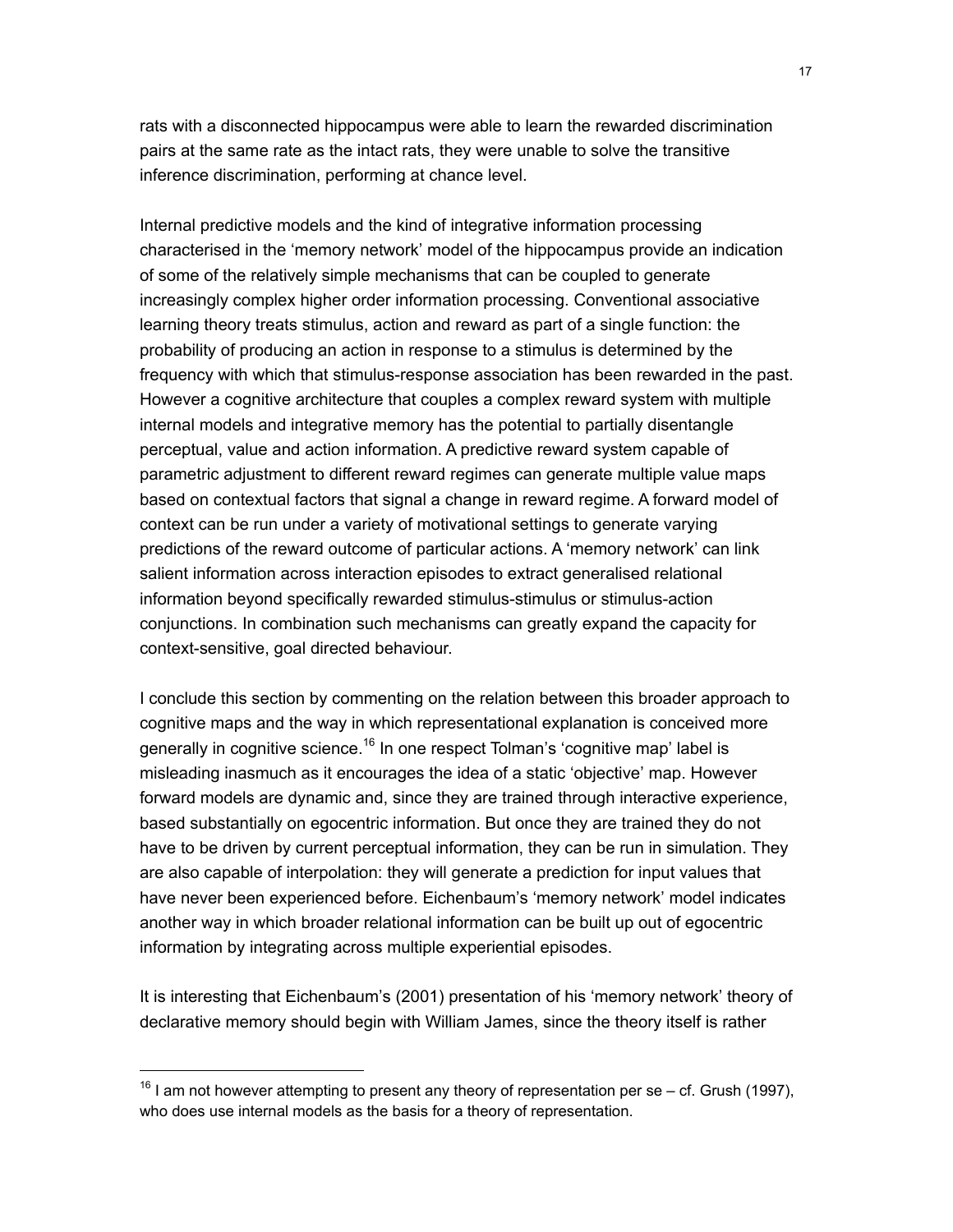rats with a disconnected hippocampus were able to learn the rewarded discrimination pairs at the same rate as the intact rats, they were unable to solve the transitive inference discrimination, performing at chance level.

Internal predictive models and the kind of integrative information processing characterised in the 'memory network' model of the hippocampus provide an indication of some of the relatively simple mechanisms that can be coupled to generate increasingly complex higher order information processing. Conventional associative learning theory treats stimulus, action and reward as part of a single function: the probability of producing an action in response to a stimulus is determined by the frequency with which that stimulus-response association has been rewarded in the past. However a cognitive architecture that couples a complex reward system with multiple internal models and integrative memory has the potential to partially disentangle perceptual, value and action information. A predictive reward system capable of parametric adjustment to different reward regimes can generate multiple value maps based on contextual factors that signal a change in reward regime. A forward model of context can be run under a variety of motivational settings to generate varying predictions of the reward outcome of particular actions. A 'memory network' can link salient information across interaction episodes to extract generalised relational information beyond specifically rewarded stimulus-stimulus or stimulus-action conjunctions. In combination such mechanisms can greatly expand the capacity for context-sensitive, goal directed behaviour.

I conclude this section by commenting on the relation between this broader approach to cognitive maps and the way in which representational explanation is conceived more generally in cognitive science.[16] In one respect Tolman's 'cognitive map' label is misleading inasmuch as it encourages the idea of a static 'objective' map. However forward models are dynamic and, since they are trained through interactive experience, based substantially on egocentric information. But once they are trained they do not have to be driven by current perceptual information, they can be run in simulation. They are also capable of interpolation: they will generate a prediction for input values that have never been experienced before. Eichenbaum's 'memory network' model indicates another way in which broader relational information can be built up out of egocentric information by integrating across multiple experiential episodes.

It is interesting that Eichenbaum's (2001) presentation of his 'memory network' theory of declarative memory should begin with William James, since the theory itself is rather

---

[16] I am not however attempting to present any theory of representation per se – cf. Grush (1997), who does use internal models as the basis for a theory of representation.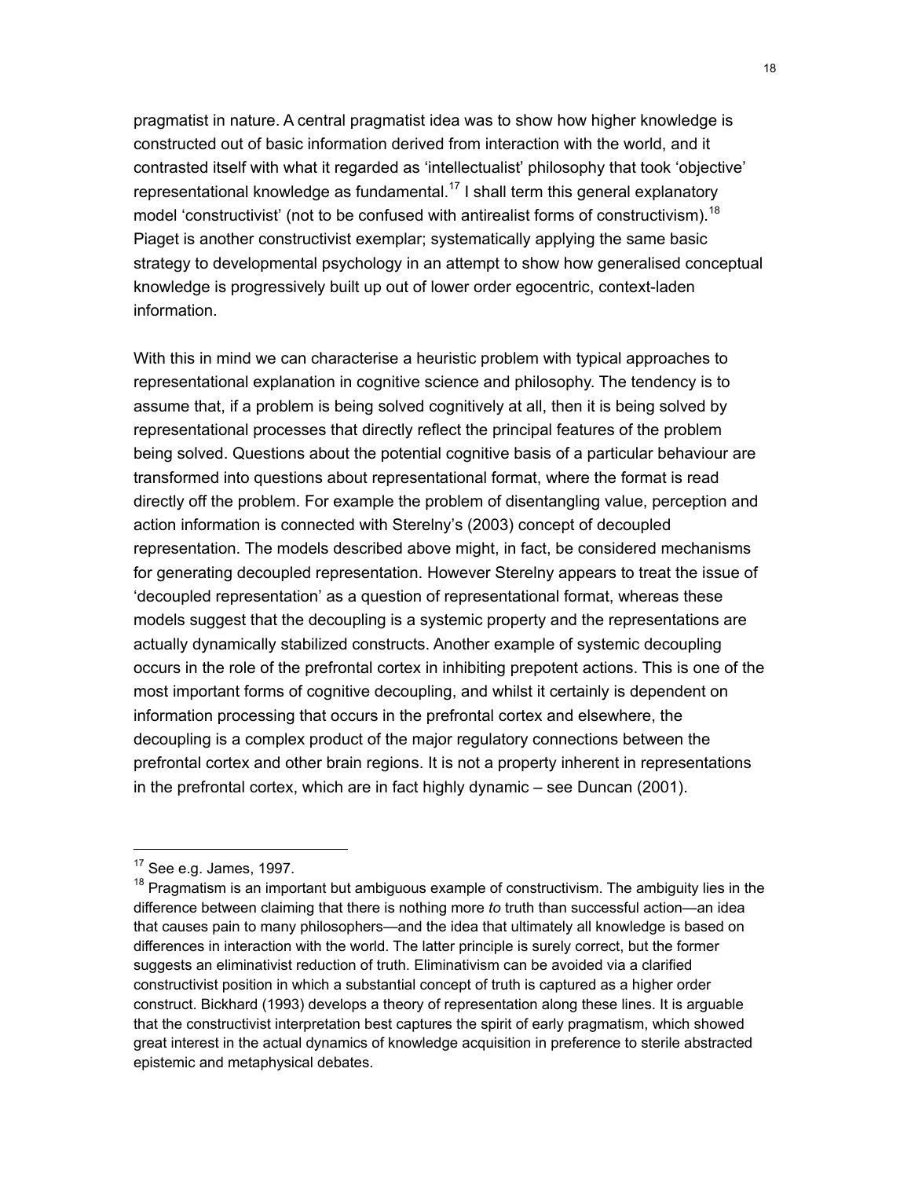pragmatist in nature. A central pragmatist idea was to show how higher knowledge is constructed out of basic information derived from interaction with the world, and it contrasted itself with what it regarded as 'intellectualist' philosophy that took 'objective' representational knowledge as fundamental.[17] I shall term this general explanatory model 'constructivist' (not to be confused with antirealist forms of constructivism).[18] Piaget is another constructivist exemplar; systematically applying the same basic strategy to developmental psychology in an attempt to show how generalised conceptual knowledge is progressively built up out of lower order egocentric, context-laden information.

With this in mind we can characterise a heuristic problem with typical approaches to representational explanation in cognitive science and philosophy. The tendency is to assume that, if a problem is being solved cognitively at all, then it is being solved by representational processes that directly reflect the principal features of the problem being solved. Questions about the potential cognitive basis of a particular behaviour are transformed into questions about representational format, where the format is read directly off the problem. For example the problem of disentangling value, perception and action information is connected with Sterelny's (2003) concept of decoupled representation. The models described above might, in fact, be considered mechanisms for generating decoupled representation. However Sterelny appears to treat the issue of 'decoupled representation' as a question of representational format, whereas these models suggest that the decoupling is a systemic property and the representations are actually dynamically stabilized constructs. Another example of systemic decoupling occurs in the role of the prefrontal cortex in inhibiting prepotent actions. This is one of the most important forms of cognitive decoupling, and whilst it certainly is dependent on information processing that occurs in the prefrontal cortex and elsewhere, the decoupling is a complex product of the major regulatory connections between the prefrontal cortex and other brain regions. It is not a property inherent in representations in the prefrontal cortex, which are in fact highly dynamic – see Duncan (2001).

---

[17] See e.g. James, 1997.

[18] Pragmatism is an important but ambiguous example of constructivism. The ambiguity lies in the difference between claiming that there is nothing more *to* truth than successful action—an idea that causes pain to many philosophers—and the idea that ultimately all knowledge is based on differences in interaction with the world. The latter principle is surely correct, but the former suggests an eliminativist reduction of truth. Eliminativism can be avoided via a clarified constructivist position in which a substantial concept of truth is captured as a higher order construct. Bickhard (1993) develops a theory of representation along these lines. It is arguable that the constructivist interpretation best captures the spirit of early pragmatism, which showed great interest in the actual dynamics of knowledge acquisition in preference to sterile abstracted epistemic and metaphysical debates.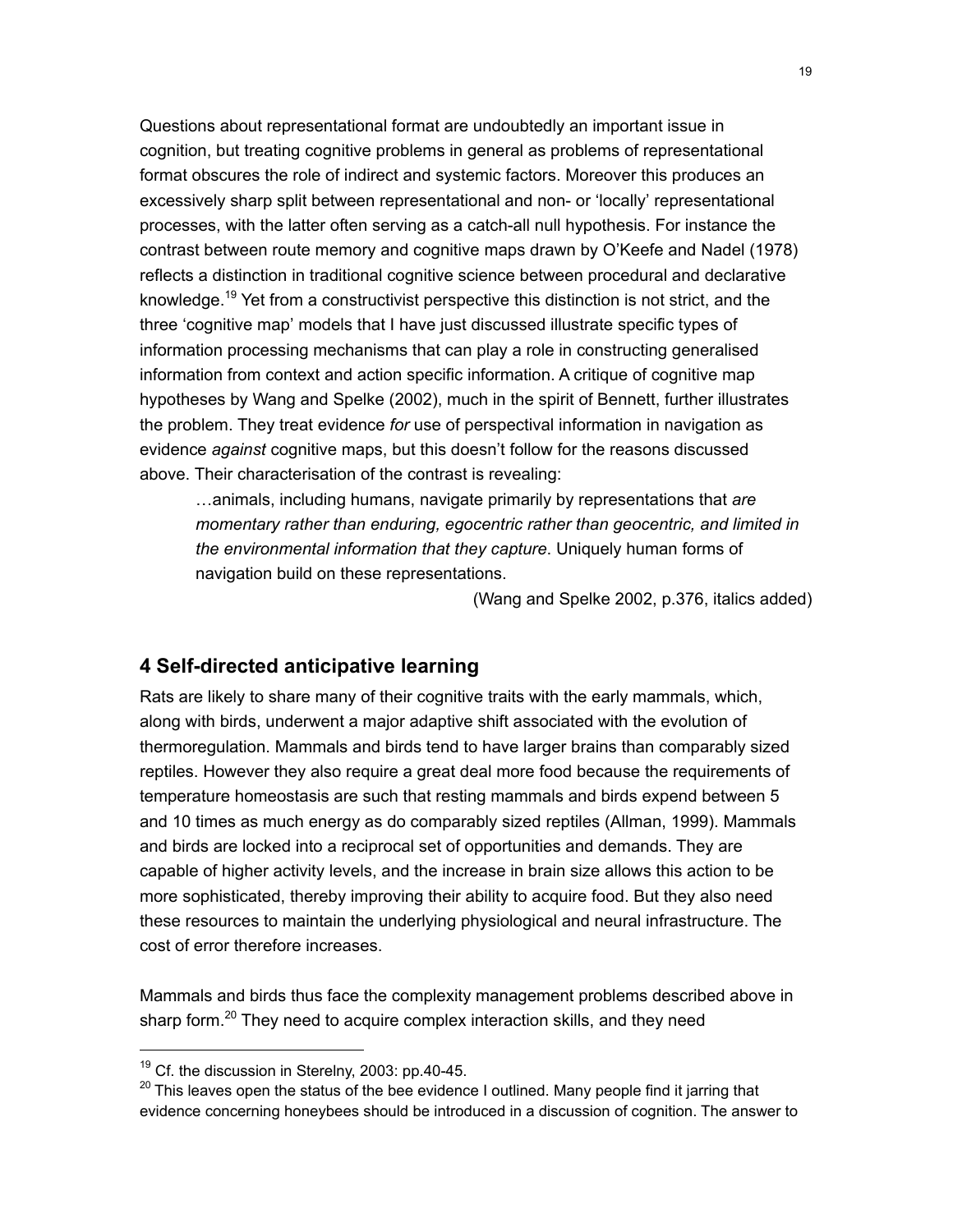Questions about representational format are undoubtedly an important issue in cognition, but treating cognitive problems in general as problems of representational format obscures the role of indirect and systemic factors. Moreover this produces an excessively sharp split between representational and non- or 'locally' representational processes, with the latter often serving as a catch-all null hypothesis. For instance the contrast between route memory and cognitive maps drawn by O'Keefe and Nadel (1978) reflects a distinction in traditional cognitive science between procedural and declarative knowledge.[19] Yet from a constructivist perspective this distinction is not strict, and the three 'cognitive map' models that I have just discussed illustrate specific types of information processing mechanisms that can play a role in constructing generalised information from context and action specific information. A critique of cognitive map hypotheses by Wang and Spelke (2002), much in the spirit of Bennett, further illustrates the problem. They treat evidence *for* use of perspectival information in navigation as evidence *against* cognitive maps, but this doesn't follow for the reasons discussed above. Their characterisation of the contrast is revealing:

> …animals, including humans, navigate primarily by representations that *are momentary rather than enduring, egocentric rather than geocentric, and limited in the environmental information that they capture*. Uniquely human forms of navigation build on these representations.
>
> (Wang and Spelke 2002, p.376, italics added)

## 4 Self-directed anticipative learning

Rats are likely to share many of their cognitive traits with the early mammals, which, along with birds, underwent a major adaptive shift associated with the evolution of thermoregulation. Mammals and birds tend to have larger brains than comparably sized reptiles. However they also require a great deal more food because the requirements of temperature homeostasis are such that resting mammals and birds expend between 5 and 10 times as much energy as do comparably sized reptiles (Allman, 1999). Mammals and birds are locked into a reciprocal set of opportunities and demands. They are capable of higher activity levels, and the increase in brain size allows this action to be more sophisticated, thereby improving their ability to acquire food. But they also need these resources to maintain the underlying physiological and neural infrastructure. The cost of error therefore increases.

Mammals and birds thus face the complexity management problems described above in sharp form.[20] They need to acquire complex interaction skills, and they need

---

[19] Cf. the discussion in Sterelny, 2003: pp.40-45.

[20] This leaves open the status of the bee evidence I outlined. Many people find it jarring that evidence concerning honeybees should be introduced in a discussion of cognition. The answer to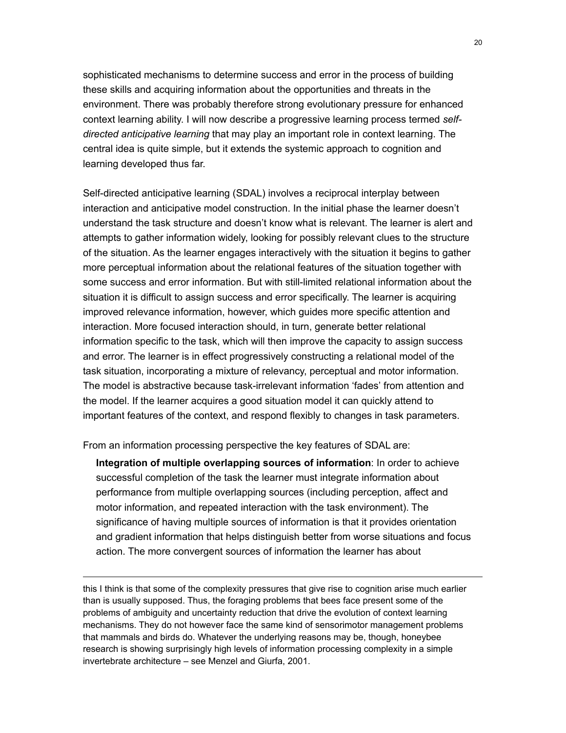sophisticated mechanisms to determine success and error in the process of building these skills and acquiring information about the opportunities and threats in the environment. There was probably therefore strong evolutionary pressure for enhanced context learning ability. I will now describe a progressive learning process termed *self-directed anticipative learning* that may play an important role in context learning. The central idea is quite simple, but it extends the systemic approach to cognition and learning developed thus far.

Self-directed anticipative learning (SDAL) involves a reciprocal interplay between interaction and anticipative model construction. In the initial phase the learner doesn't understand the task structure and doesn't know what is relevant. The learner is alert and attempts to gather information widely, looking for possibly relevant clues to the structure of the situation. As the learner engages interactively with the situation it begins to gather more perceptual information about the relational features of the situation together with some success and error information. But with still-limited relational information about the situation it is difficult to assign success and error specifically. The learner is acquiring improved relevance information, however, which guides more specific attention and interaction. More focused interaction should, in turn, generate better relational information specific to the task, which will then improve the capacity to assign success and error. The learner is in effect progressively constructing a relational model of the task situation, incorporating a mixture of relevancy, perceptual and motor information. The model is abstractive because task-irrelevant information 'fades' from attention and the model. If the learner acquires a good situation model it can quickly attend to important features of the context, and respond flexibly to changes in task parameters.

From an information processing perspective the key features of SDAL are:

**Integration of multiple overlapping sources of information**: In order to achieve successful completion of the task the learner must integrate information about performance from multiple overlapping sources (including perception, affect and motor information, and repeated interaction with the task environment). The significance of having multiple sources of information is that it provides orientation and gradient information that helps distinguish better from worse situations and focus action. The more convergent sources of information the learner has about

---

this I think is that some of the complexity pressures that give rise to cognition arise much earlier than is usually supposed. Thus, the foraging problems that bees face present some of the problems of ambiguity and uncertainty reduction that drive the evolution of context learning mechanisms. They do not however face the same kind of sensorimotor management problems that mammals and birds do. Whatever the underlying reasons may be, though, honeybee research is showing surprisingly high levels of information processing complexity in a simple invertebrate architecture – see Menzel and Giurfa, 2001.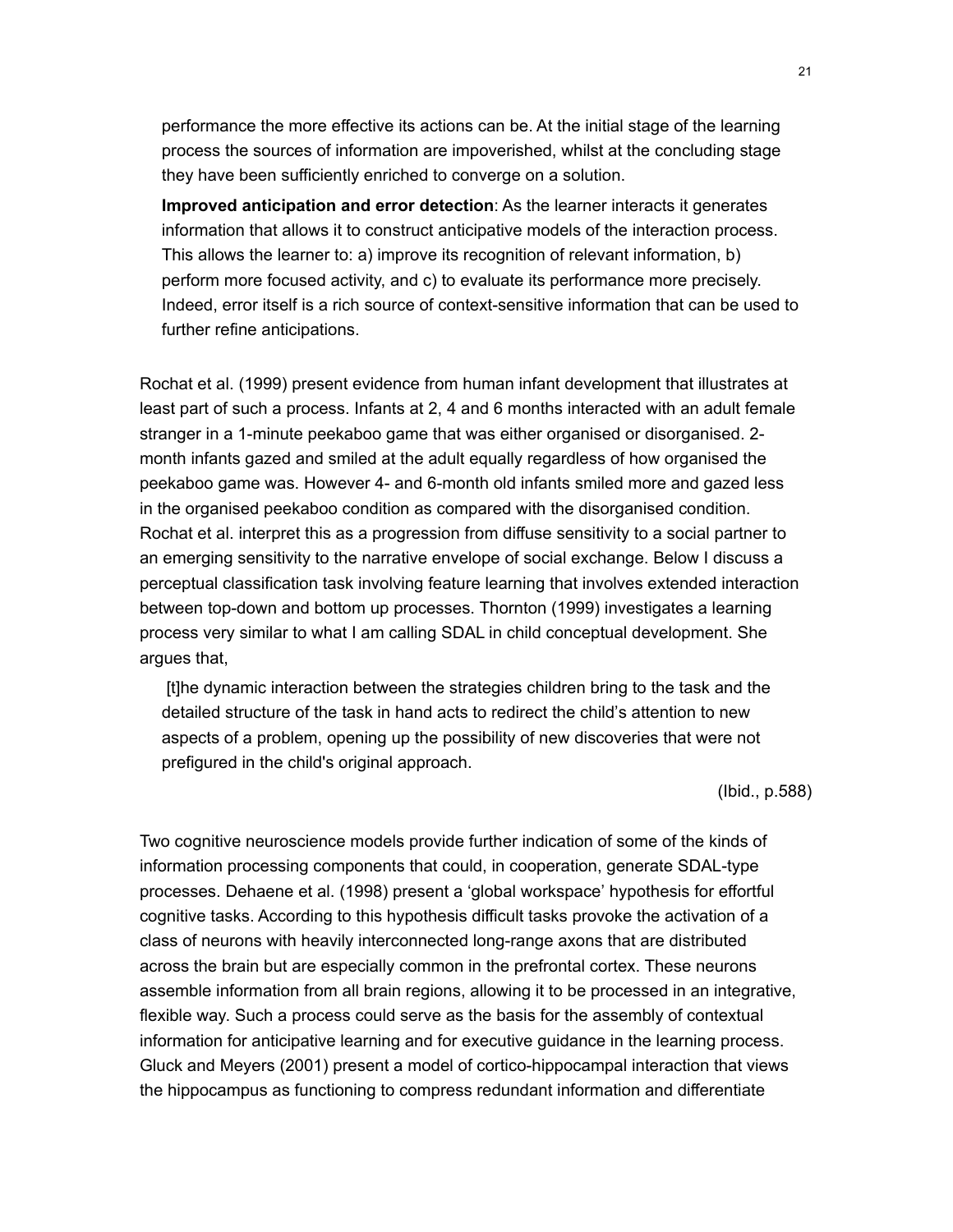performance the more effective its actions can be. At the initial stage of the learning process the sources of information are impoverished, whilst at the concluding stage they have been sufficiently enriched to converge on a solution.

**Improved anticipation and error detection**: As the learner interacts it generates information that allows it to construct anticipative models of the interaction process. This allows the learner to: a) improve its recognition of relevant information, b) perform more focused activity, and c) to evaluate its performance more precisely. Indeed, error itself is a rich source of context-sensitive information that can be used to further refine anticipations.

Rochat et al. (1999) present evidence from human infant development that illustrates at least part of such a process. Infants at 2, 4 and 6 months interacted with an adult female stranger in a 1-minute peekaboo game that was either organised or disorganised. 2-month infants gazed and smiled at the adult equally regardless of how organised the peekaboo game was. However 4- and 6-month old infants smiled more and gazed less in the organised peekaboo condition as compared with the disorganised condition. Rochat et al. interpret this as a progression from diffuse sensitivity to a social partner to an emerging sensitivity to the narrative envelope of social exchange. Below I discuss a perceptual classification task involving feature learning that involves extended interaction between top-down and bottom up processes. Thornton (1999) investigates a learning process very similar to what I am calling SDAL in child conceptual development. She argues that,

> [t]he dynamic interaction between the strategies children bring to the task and the detailed structure of the task in hand acts to redirect the child's attention to new aspects of a problem, opening up the possibility of new discoveries that were not prefigured in the child's original approach.
>
> (Ibid., p.588)

Two cognitive neuroscience models provide further indication of some of the kinds of information processing components that could, in cooperation, generate SDAL-type processes. Dehaene et al. (1998) present a 'global workspace' hypothesis for effortful cognitive tasks. According to this hypothesis difficult tasks provoke the activation of a class of neurons with heavily interconnected long-range axons that are distributed across the brain but are especially common in the prefrontal cortex. These neurons assemble information from all brain regions, allowing it to be processed in an integrative, flexible way. Such a process could serve as the basis for the assembly of contextual information for anticipative learning and for executive guidance in the learning process. Gluck and Meyers (2001) present a model of cortico-hippocampal interaction that views the hippocampus as functioning to compress redundant information and differentiate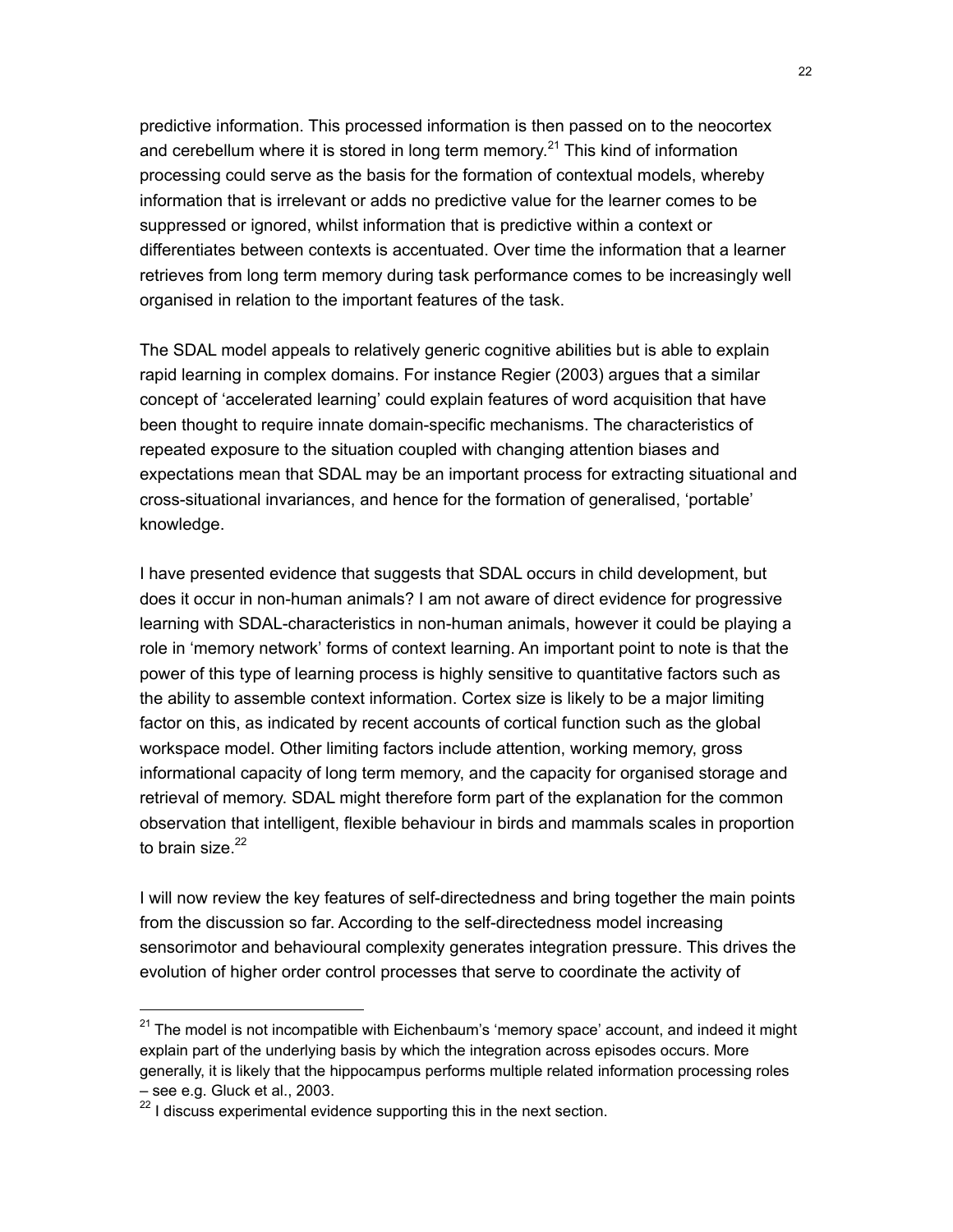predictive information. This processed information is then passed on to the neocortex and cerebellum where it is stored in long term memory.[21] This kind of information processing could serve as the basis for the formation of contextual models, whereby information that is irrelevant or adds no predictive value for the learner comes to be suppressed or ignored, whilst information that is predictive within a context or differentiates between contexts is accentuated. Over time the information that a learner retrieves from long term memory during task performance comes to be increasingly well organised in relation to the important features of the task.

The SDAL model appeals to relatively generic cognitive abilities but is able to explain rapid learning in complex domains. For instance Regier (2003) argues that a similar concept of 'accelerated learning' could explain features of word acquisition that have been thought to require innate domain-specific mechanisms. The characteristics of repeated exposure to the situation coupled with changing attention biases and expectations mean that SDAL may be an important process for extracting situational and cross-situational invariances, and hence for the formation of generalised, 'portable' knowledge.

I have presented evidence that suggests that SDAL occurs in child development, but does it occur in non-human animals? I am not aware of direct evidence for progressive learning with SDAL-characteristics in non-human animals, however it could be playing a role in 'memory network' forms of context learning. An important point to note is that the power of this type of learning process is highly sensitive to quantitative factors such as the ability to assemble context information. Cortex size is likely to be a major limiting factor on this, as indicated by recent accounts of cortical function such as the global workspace model. Other limiting factors include attention, working memory, gross informational capacity of long term memory, and the capacity for organised storage and retrieval of memory. SDAL might therefore form part of the explanation for the common observation that intelligent, flexible behaviour in birds and mammals scales in proportion to brain size.[22]

I will now review the key features of self-directedness and bring together the main points from the discussion so far. According to the self-directedness model increasing sensorimotor and behavioural complexity generates integration pressure. This drives the evolution of higher order control processes that serve to coordinate the activity of

---

[21] The model is not incompatible with Eichenbaum's 'memory space' account, and indeed it might explain part of the underlying basis by which the integration across episodes occurs. More generally, it is likely that the hippocampus performs multiple related information processing roles – see e.g. Gluck et al., 2003.

[22] I discuss experimental evidence supporting this in the next section.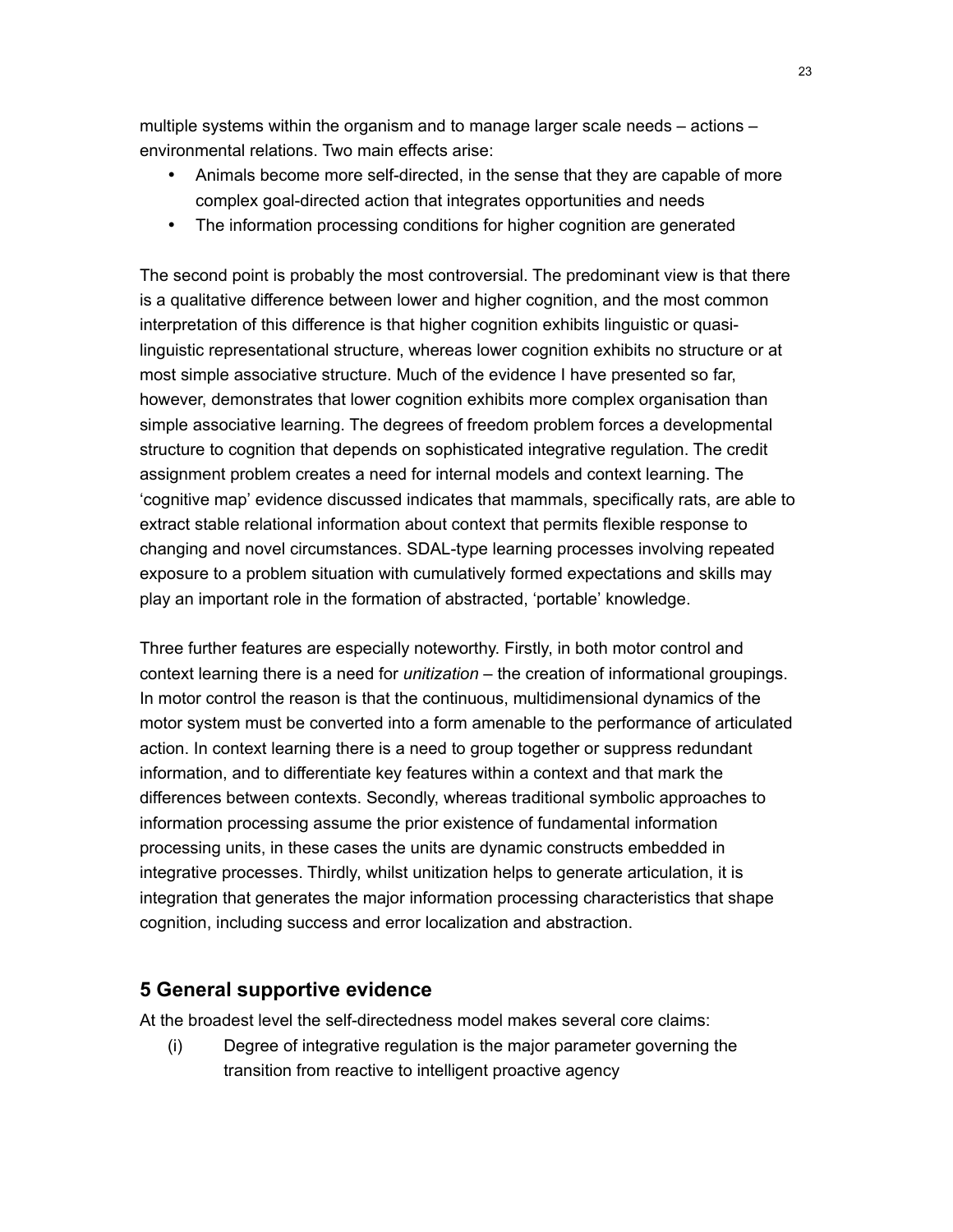multiple systems within the organism and to manage larger scale needs – actions – environmental relations. Two main effects arise:

- Animals become more self-directed, in the sense that they are capable of more complex goal-directed action that integrates opportunities and needs
- The information processing conditions for higher cognition are generated

The second point is probably the most controversial. The predominant view is that there is a qualitative difference between lower and higher cognition, and the most common interpretation of this difference is that higher cognition exhibits linguistic or quasi-linguistic representational structure, whereas lower cognition exhibits no structure or at most simple associative structure. Much of the evidence I have presented so far, however, demonstrates that lower cognition exhibits more complex organisation than simple associative learning. The degrees of freedom problem forces a developmental structure to cognition that depends on sophisticated integrative regulation. The credit assignment problem creates a need for internal models and context learning. The 'cognitive map' evidence discussed indicates that mammals, specifically rats, are able to extract stable relational information about context that permits flexible response to changing and novel circumstances. SDAL-type learning processes involving repeated exposure to a problem situation with cumulatively formed expectations and skills may play an important role in the formation of abstracted, 'portable' knowledge.

Three further features are especially noteworthy. Firstly, in both motor control and context learning there is a need for *unitization* – the creation of informational groupings. In motor control the reason is that the continuous, multidimensional dynamics of the motor system must be converted into a form amenable to the performance of articulated action. In context learning there is a need to group together or suppress redundant information, and to differentiate key features within a context and that mark the differences between contexts. Secondly, whereas traditional symbolic approaches to information processing assume the prior existence of fundamental information processing units, in these cases the units are dynamic constructs embedded in integrative processes. Thirdly, whilst unitization helps to generate articulation, it is integration that generates the major information processing characteristics that shape cognition, including success and error localization and abstraction.

## 5 General supportive evidence

At the broadest level the self-directedness model makes several core claims:

(i) Degree of integrative regulation is the major parameter governing the transition from reactive to intelligent proactive agency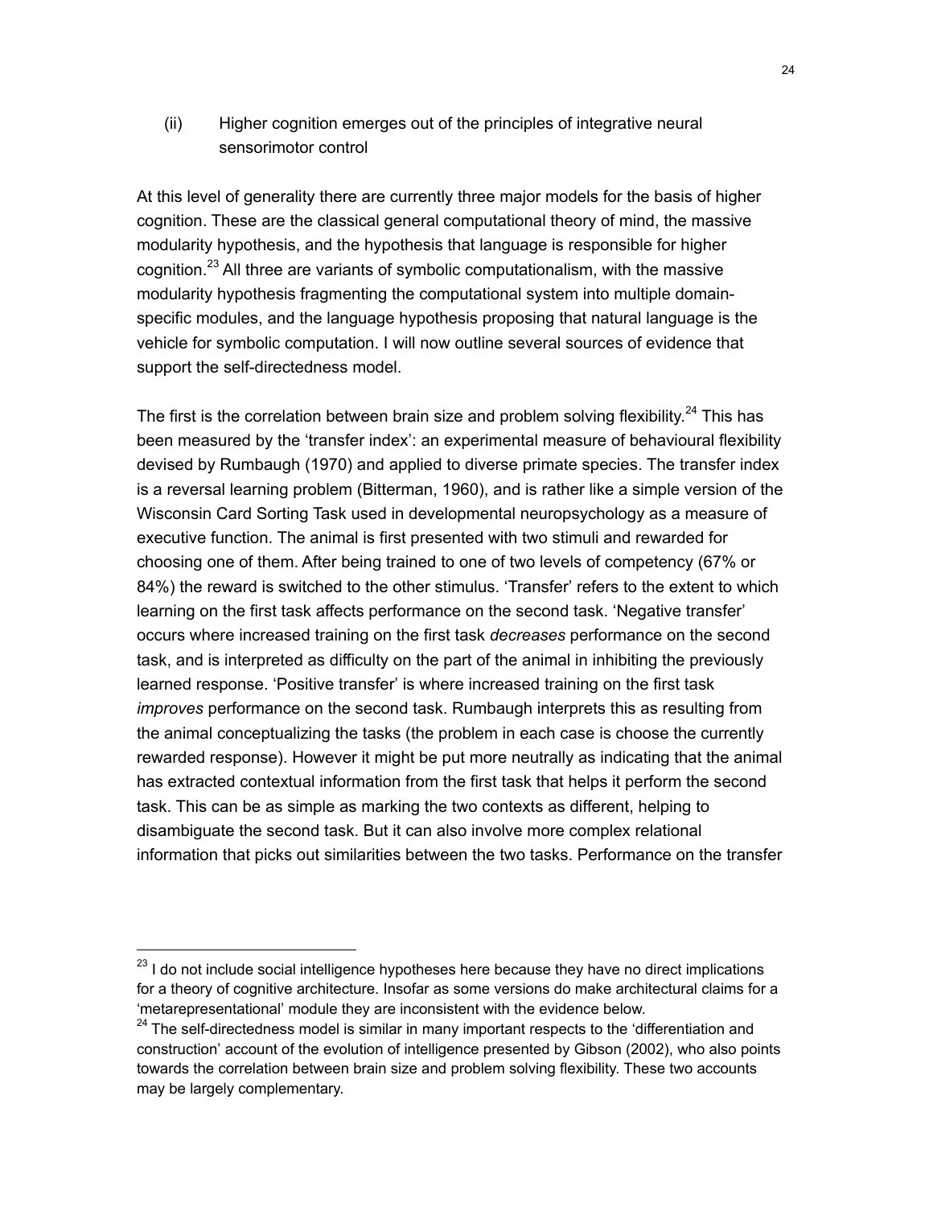(ii) Higher cognition emerges out of the principles of integrative neural sensorimotor control

At this level of generality there are currently three major models for the basis of higher cognition. These are the classical general computational theory of mind, the massive modularity hypothesis, and the hypothesis that language is responsible for higher cognition.[23] All three are variants of symbolic computationalism, with the massive modularity hypothesis fragmenting the computational system into multiple domain-specific modules, and the language hypothesis proposing that natural language is the vehicle for symbolic computation. I will now outline several sources of evidence that support the self-directedness model.

The first is the correlation between brain size and problem solving flexibility.[24] This has been measured by the 'transfer index': an experimental measure of behavioural flexibility devised by Rumbaugh (1970) and applied to diverse primate species. The transfer index is a reversal learning problem (Bitterman, 1960), and is rather like a simple version of the Wisconsin Card Sorting Task used in developmental neuropsychology as a measure of executive function. The animal is first presented with two stimuli and rewarded for choosing one of them. After being trained to one of two levels of competency (67% or 84%) the reward is switched to the other stimulus. 'Transfer' refers to the extent to which learning on the first task affects performance on the second task. 'Negative transfer' occurs where increased training on the first task *decreases* performance on the second task, and is interpreted as difficulty on the part of the animal in inhibiting the previously learned response. 'Positive transfer' is where increased training on the first task *improves* performance on the second task. Rumbaugh interprets this as resulting from the animal conceptualizing the tasks (the problem in each case is choose the currently rewarded response). However it might be put more neutrally as indicating that the animal has extracted contextual information from the first task that helps it perform the second task. This can be as simple as marking the two contexts as different, helping to disambiguate the second task. But it can also involve more complex relational information that picks out similarities between the two tasks. Performance on the transfer

---

[23] I do not include social intelligence hypotheses here because they have no direct implications for a theory of cognitive architecture. Insofar as some versions do make architectural claims for a 'metarepresentational' module they are inconsistent with the evidence below.

[24] The self-directedness model is similar in many important respects to the 'differentiation and construction' account of the evolution of intelligence presented by Gibson (2002), who also points towards the correlation between brain size and problem solving flexibility. These two accounts may be largely complementary.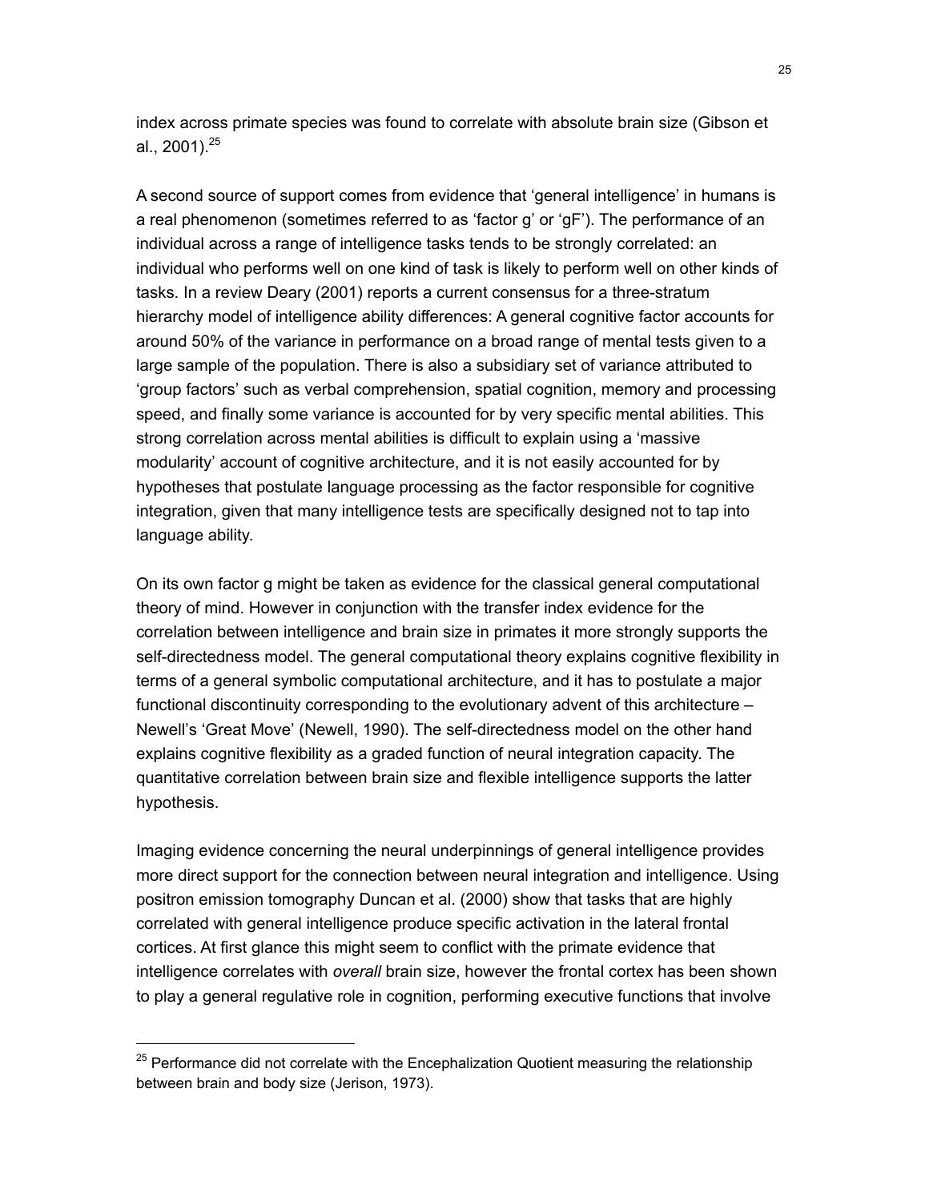index across primate species was found to correlate with absolute brain size (Gibson et al., 2001).[25]

A second source of support comes from evidence that 'general intelligence' in humans is a real phenomenon (sometimes referred to as 'factor g' or 'gF'). The performance of an individual across a range of intelligence tasks tends to be strongly correlated: an individual who performs well on one kind of task is likely to perform well on other kinds of tasks. In a review Deary (2001) reports a current consensus for a three-stratum hierarchy model of intelligence ability differences: A general cognitive factor accounts for around 50% of the variance in performance on a broad range of mental tests given to a large sample of the population. There is also a subsidiary set of variance attributed to 'group factors' such as verbal comprehension, spatial cognition, memory and processing speed, and finally some variance is accounted for by very specific mental abilities. This strong correlation across mental abilities is difficult to explain using a 'massive modularity' account of cognitive architecture, and it is not easily accounted for by hypotheses that postulate language processing as the factor responsible for cognitive integration, given that many intelligence tests are specifically designed not to tap into language ability.

On its own factor g might be taken as evidence for the classical general computational theory of mind. However in conjunction with the transfer index evidence for the correlation between intelligence and brain size in primates it more strongly supports the self-directedness model. The general computational theory explains cognitive flexibility in terms of a general symbolic computational architecture, and it has to postulate a major functional discontinuity corresponding to the evolutionary advent of this architecture – Newell's 'Great Move' (Newell, 1990). The self-directedness model on the other hand explains cognitive flexibility as a graded function of neural integration capacity. The quantitative correlation between brain size and flexible intelligence supports the latter hypothesis.

Imaging evidence concerning the neural underpinnings of general intelligence provides more direct support for the connection between neural integration and intelligence. Using positron emission tomography Duncan et al. (2000) show that tasks that are highly correlated with general intelligence produce specific activation in the lateral frontal cortices. At first glance this might seem to conflict with the primate evidence that intelligence correlates with *overall* brain size, however the frontal cortex has been shown to play a general regulative role in cognition, performing executive functions that involve

[25] Performance did not correlate with the Encephalization Quotient measuring the relationship between brain and body size (Jerison, 1973).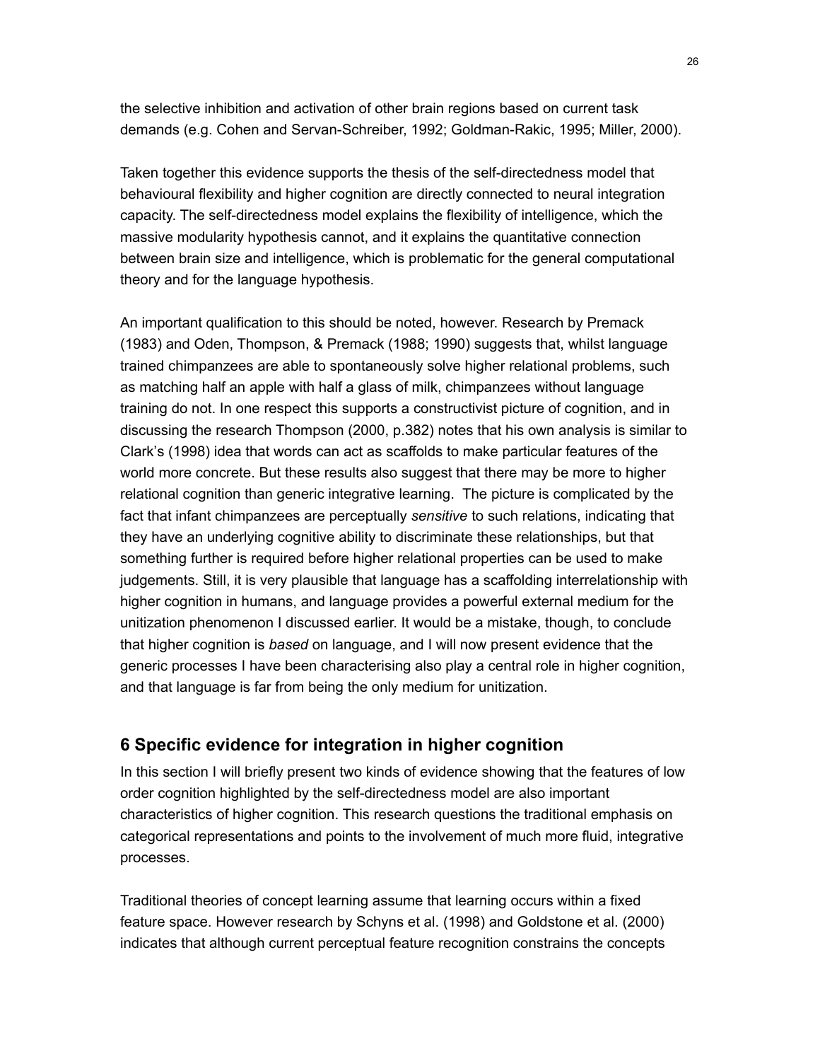the selective inhibition and activation of other brain regions based on current task demands (e.g. Cohen and Servan-Schreiber, 1992; Goldman-Rakic, 1995; Miller, 2000).

Taken together this evidence supports the thesis of the self-directedness model that behavioural flexibility and higher cognition are directly connected to neural integration capacity. The self-directedness model explains the flexibility of intelligence, which the massive modularity hypothesis cannot, and it explains the quantitative connection between brain size and intelligence, which is problematic for the general computational theory and for the language hypothesis.

An important qualification to this should be noted, however. Research by Premack (1983) and Oden, Thompson, & Premack (1988; 1990) suggests that, whilst language trained chimpanzees are able to spontaneously solve higher relational problems, such as matching half an apple with half a glass of milk, chimpanzees without language training do not. In one respect this supports a constructivist picture of cognition, and in discussing the research Thompson (2000, p.382) notes that his own analysis is similar to Clark's (1998) idea that words can act as scaffolds to make particular features of the world more concrete. But these results also suggest that there may be more to higher relational cognition than generic integrative learning. The picture is complicated by the fact that infant chimpanzees are perceptually *sensitive* to such relations, indicating that they have an underlying cognitive ability to discriminate these relationships, but that something further is required before higher relational properties can be used to make judgements. Still, it is very plausible that language has a scaffolding interrelationship with higher cognition in humans, and language provides a powerful external medium for the unitization phenomenon I discussed earlier. It would be a mistake, though, to conclude that higher cognition is *based* on language, and I will now present evidence that the generic processes I have been characterising also play a central role in higher cognition, and that language is far from being the only medium for unitization.

## 6 Specific evidence for integration in higher cognition

In this section I will briefly present two kinds of evidence showing that the features of low order cognition highlighted by the self-directedness model are also important characteristics of higher cognition. This research questions the traditional emphasis on categorical representations and points to the involvement of much more fluid, integrative processes.

Traditional theories of concept learning assume that learning occurs within a fixed feature space. However research by Schyns et al. (1998) and Goldstone et al. (2000) indicates that although current perceptual feature recognition constrains the concepts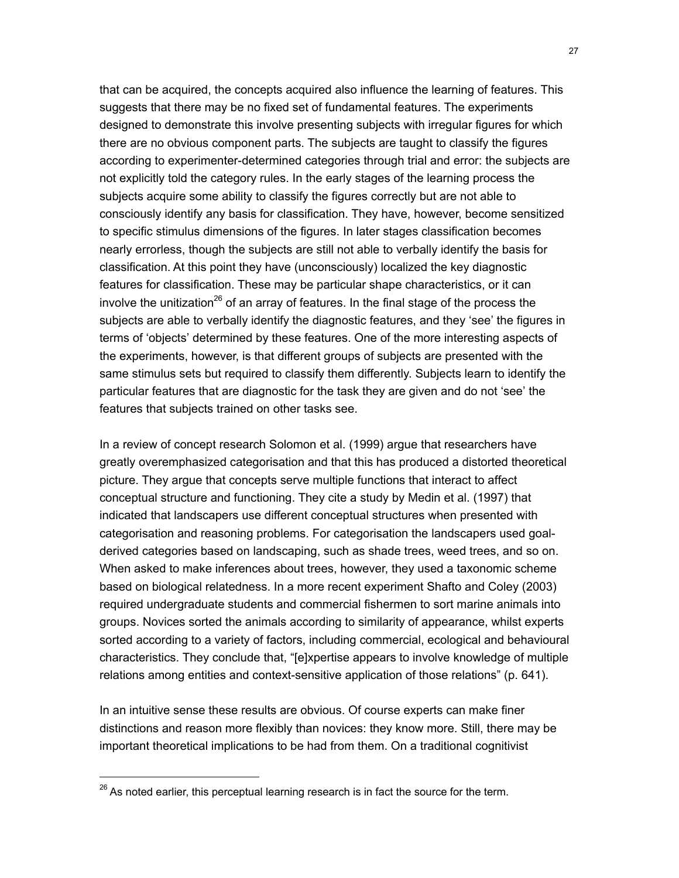that can be acquired, the concepts acquired also influence the learning of features. This suggests that there may be no fixed set of fundamental features. The experiments designed to demonstrate this involve presenting subjects with irregular figures for which there are no obvious component parts. The subjects are taught to classify the figures according to experimenter-determined categories through trial and error: the subjects are not explicitly told the category rules. In the early stages of the learning process the subjects acquire some ability to classify the figures correctly but are not able to consciously identify any basis for classification. They have, however, become sensitized to specific stimulus dimensions of the figures. In later stages classification becomes nearly errorless, though the subjects are still not able to verbally identify the basis for classification. At this point they have (unconsciously) localized the key diagnostic features for classification. These may be particular shape characteristics, or it can involve the unitization[26] of an array of features. In the final stage of the process the subjects are able to verbally identify the diagnostic features, and they 'see' the figures in terms of 'objects' determined by these features. One of the more interesting aspects of the experiments, however, is that different groups of subjects are presented with the same stimulus sets but required to classify them differently. Subjects learn to identify the particular features that are diagnostic for the task they are given and do not 'see' the features that subjects trained on other tasks see.

In a review of concept research Solomon et al. (1999) argue that researchers have greatly overemphasized categorisation and that this has produced a distorted theoretical picture. They argue that concepts serve multiple functions that interact to affect conceptual structure and functioning. They cite a study by Medin et al. (1997) that indicated that landscapers use different conceptual structures when presented with categorisation and reasoning problems. For categorisation the landscapers used goal-derived categories based on landscaping, such as shade trees, weed trees, and so on. When asked to make inferences about trees, however, they used a taxonomic scheme based on biological relatedness. In a more recent experiment Shafto and Coley (2003) required undergraduate students and commercial fishermen to sort marine animals into groups. Novices sorted the animals according to similarity of appearance, whilst experts sorted according to a variety of factors, including commercial, ecological and behavioural characteristics. They conclude that, "[e]xpertise appears to involve knowledge of multiple relations among entities and context-sensitive application of those relations" (p. 641).

In an intuitive sense these results are obvious. Of course experts can make finer distinctions and reason more flexibly than novices: they know more. Still, there may be important theoretical implications to be had from them. On a traditional cognitivist

[26] As noted earlier, this perceptual learning research is in fact the source for the term.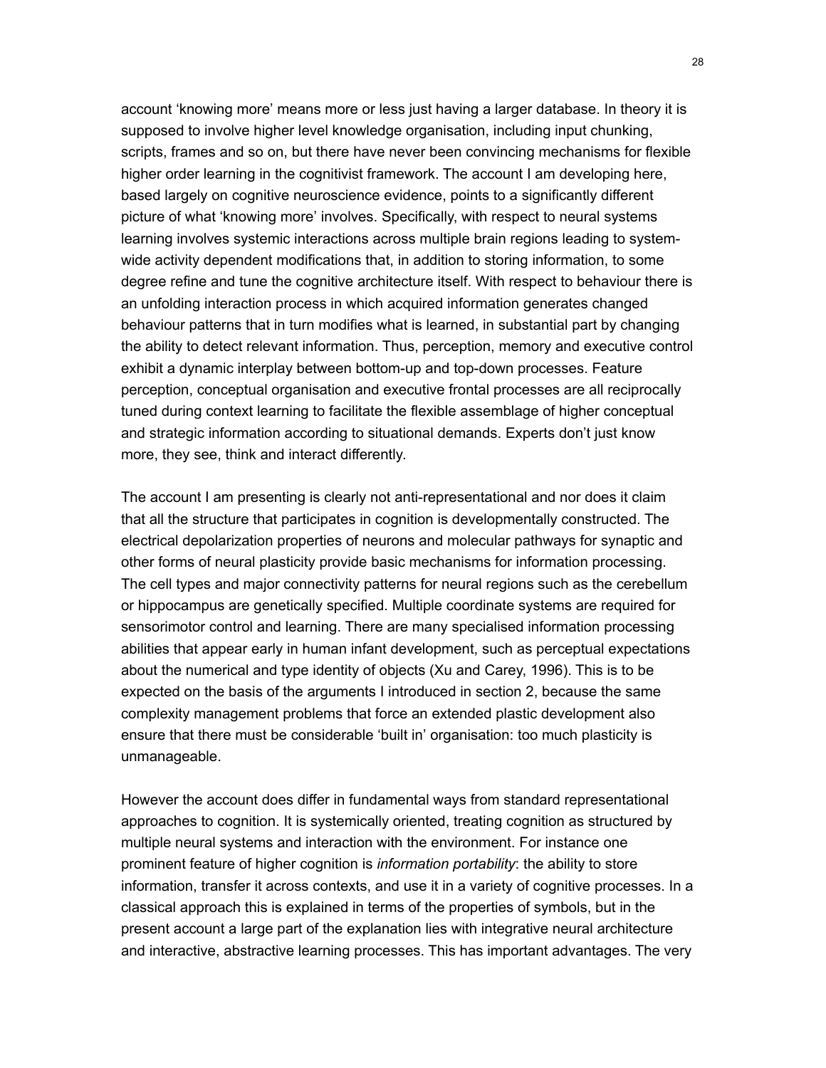account 'knowing more' means more or less just having a larger database. In theory it is supposed to involve higher level knowledge organisation, including input chunking, scripts, frames and so on, but there have never been convincing mechanisms for flexible higher order learning in the cognitivist framework. The account I am developing here, based largely on cognitive neuroscience evidence, points to a significantly different picture of what 'knowing more' involves. Specifically, with respect to neural systems learning involves systemic interactions across multiple brain regions leading to system-wide activity dependent modifications that, in addition to storing information, to some degree refine and tune the cognitive architecture itself. With respect to behaviour there is an unfolding interaction process in which acquired information generates changed behaviour patterns that in turn modifies what is learned, in substantial part by changing the ability to detect relevant information. Thus, perception, memory and executive control exhibit a dynamic interplay between bottom-up and top-down processes. Feature perception, conceptual organisation and executive frontal processes are all reciprocally tuned during context learning to facilitate the flexible assemblage of higher conceptual and strategic information according to situational demands. Experts don't just know more, they see, think and interact differently.

The account I am presenting is clearly not anti-representational and nor does it claim that all the structure that participates in cognition is developmentally constructed. The electrical depolarization properties of neurons and molecular pathways for synaptic and other forms of neural plasticity provide basic mechanisms for information processing. The cell types and major connectivity patterns for neural regions such as the cerebellum or hippocampus are genetically specified. Multiple coordinate systems are required for sensorimotor control and learning. There are many specialised information processing abilities that appear early in human infant development, such as perceptual expectations about the numerical and type identity of objects (Xu and Carey, 1996). This is to be expected on the basis of the arguments I introduced in section 2, because the same complexity management problems that force an extended plastic development also ensure that there must be considerable 'built in' organisation: too much plasticity is unmanageable.

However the account does differ in fundamental ways from standard representational approaches to cognition. It is systemically oriented, treating cognition as structured by multiple neural systems and interaction with the environment. For instance one prominent feature of higher cognition is *information portability*: the ability to store information, transfer it across contexts, and use it in a variety of cognitive processes. In a classical approach this is explained in terms of the properties of symbols, but in the present account a large part of the explanation lies with integrative neural architecture and interactive, abstractive learning processes. This has important advantages. The very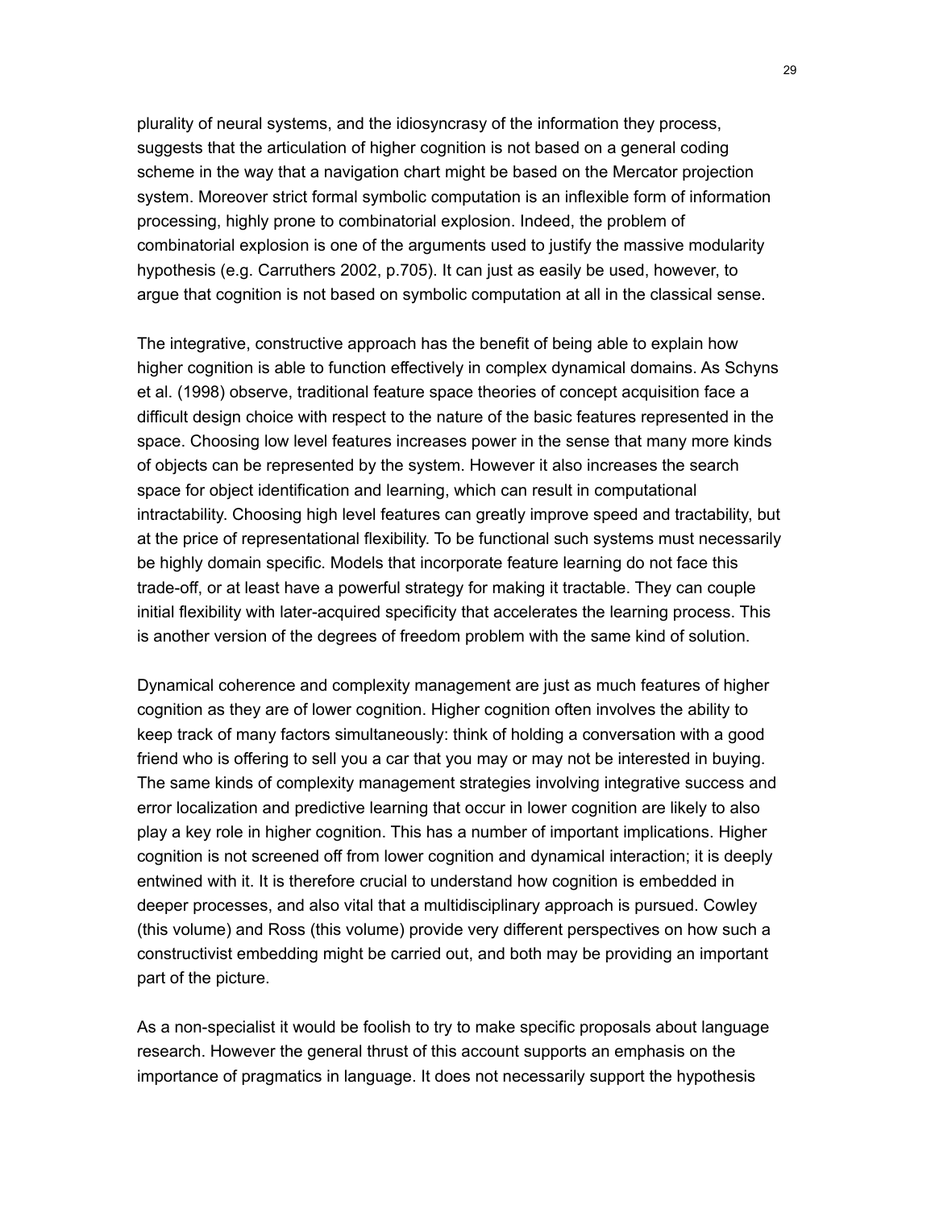plurality of neural systems, and the idiosyncrasy of the information they process, suggests that the articulation of higher cognition is not based on a general coding scheme in the way that a navigation chart might be based on the Mercator projection system. Moreover strict formal symbolic computation is an inflexible form of information processing, highly prone to combinatorial explosion. Indeed, the problem of combinatorial explosion is one of the arguments used to justify the massive modularity hypothesis (e.g. Carruthers 2002, p.705). It can just as easily be used, however, to argue that cognition is not based on symbolic computation at all in the classical sense.

The integrative, constructive approach has the benefit of being able to explain how higher cognition is able to function effectively in complex dynamical domains. As Schyns et al. (1998) observe, traditional feature space theories of concept acquisition face a difficult design choice with respect to the nature of the basic features represented in the space. Choosing low level features increases power in the sense that many more kinds of objects can be represented by the system. However it also increases the search space for object identification and learning, which can result in computational intractability. Choosing high level features can greatly improve speed and tractability, but at the price of representational flexibility. To be functional such systems must necessarily be highly domain specific. Models that incorporate feature learning do not face this trade-off, or at least have a powerful strategy for making it tractable. They can couple initial flexibility with later-acquired specificity that accelerates the learning process. This is another version of the degrees of freedom problem with the same kind of solution.

Dynamical coherence and complexity management are just as much features of higher cognition as they are of lower cognition. Higher cognition often involves the ability to keep track of many factors simultaneously: think of holding a conversation with a good friend who is offering to sell you a car that you may or may not be interested in buying. The same kinds of complexity management strategies involving integrative success and error localization and predictive learning that occur in lower cognition are likely to also play a key role in higher cognition. This has a number of important implications. Higher cognition is not screened off from lower cognition and dynamical interaction; it is deeply entwined with it. It is therefore crucial to understand how cognition is embedded in deeper processes, and also vital that a multidisciplinary approach is pursued. Cowley (this volume) and Ross (this volume) provide very different perspectives on how such a constructivist embedding might be carried out, and both may be providing an important part of the picture.

As a non-specialist it would be foolish to try to make specific proposals about language research. However the general thrust of this account supports an emphasis on the importance of pragmatics in language. It does not necessarily support the hypothesis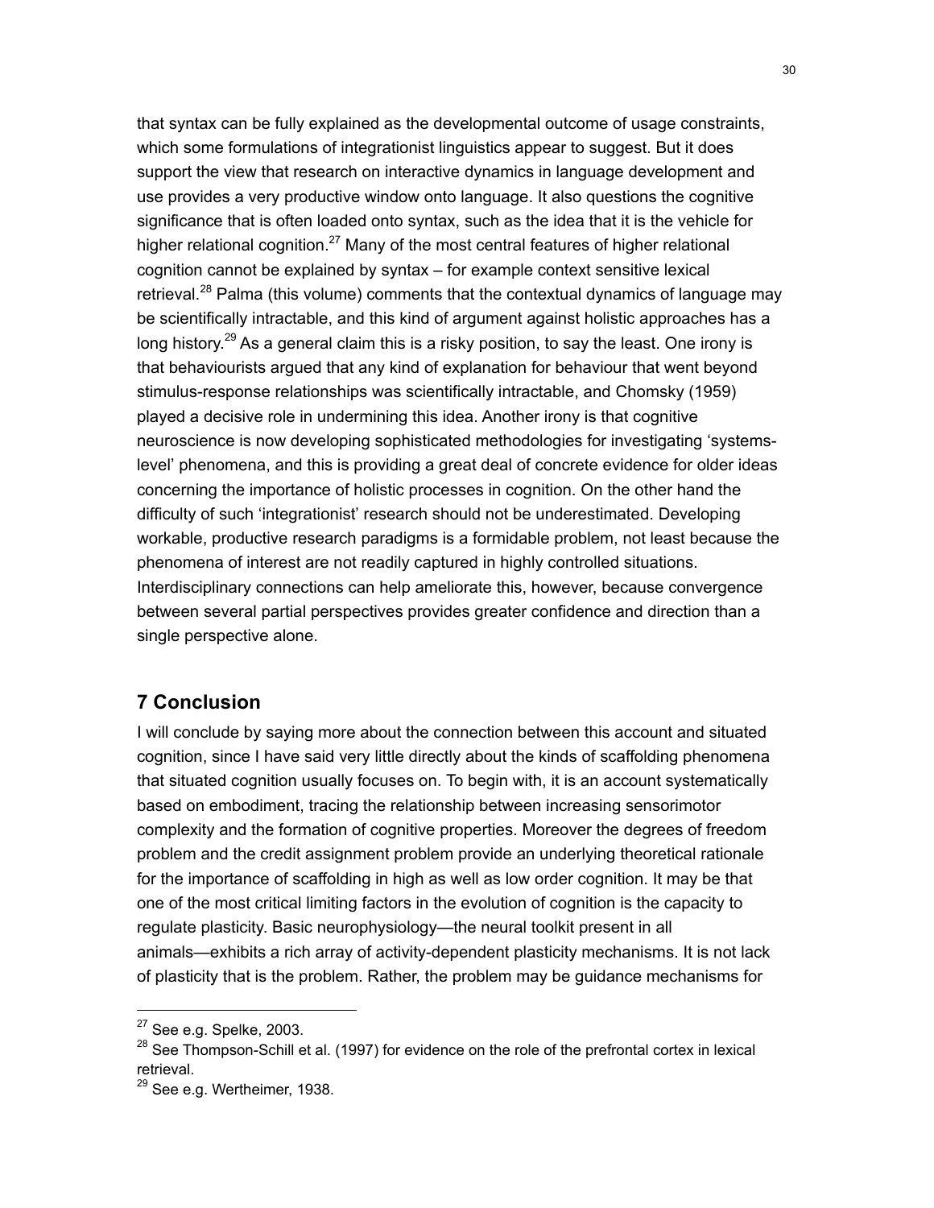that syntax can be fully explained as the developmental outcome of usage constraints, which some formulations of integrationist linguistics appear to suggest. But it does support the view that research on interactive dynamics in language development and use provides a very productive window onto language. It also questions the cognitive significance that is often loaded onto syntax, such as the idea that it is the vehicle for higher relational cognition.[27] Many of the most central features of higher relational cognition cannot be explained by syntax – for example context sensitive lexical retrieval.[28] Palma (this volume) comments that the contextual dynamics of language may be scientifically intractable, and this kind of argument against holistic approaches has a long history.[29] As a general claim this is a risky position, to say the least. One irony is that behaviourists argued that any kind of explanation for behaviour that went beyond stimulus-response relationships was scientifically intractable, and Chomsky (1959) played a decisive role in undermining this idea. Another irony is that cognitive neuroscience is now developing sophisticated methodologies for investigating 'systems-level' phenomena, and this is providing a great deal of concrete evidence for older ideas concerning the importance of holistic processes in cognition. On the other hand the difficulty of such 'integrationist' research should not be underestimated. Developing workable, productive research paradigms is a formidable problem, not least because the phenomena of interest are not readily captured in highly controlled situations. Interdisciplinary connections can help ameliorate this, however, because convergence between several partial perspectives provides greater confidence and direction than a single perspective alone.

## 7 Conclusion

I will conclude by saying more about the connection between this account and situated cognition, since I have said very little directly about the kinds of scaffolding phenomena that situated cognition usually focuses on. To begin with, it is an account systematically based on embodiment, tracing the relationship between increasing sensorimotor complexity and the formation of cognitive properties. Moreover the degrees of freedom problem and the credit assignment problem provide an underlying theoretical rationale for the importance of scaffolding in high as well as low order cognition. It may be that one of the most critical limiting factors in the evolution of cognition is the capacity to regulate plasticity. Basic neurophysiology—the neural toolkit present in all animals—exhibits a rich array of activity-dependent plasticity mechanisms. It is not lack of plasticity that is the problem. Rather, the problem may be guidance mechanisms for

---

[27] See e.g. Spelke, 2003.

[28] See Thompson-Schill et al. (1997) for evidence on the role of the prefrontal cortex in lexical retrieval.

[29] See e.g. Wertheimer, 1938.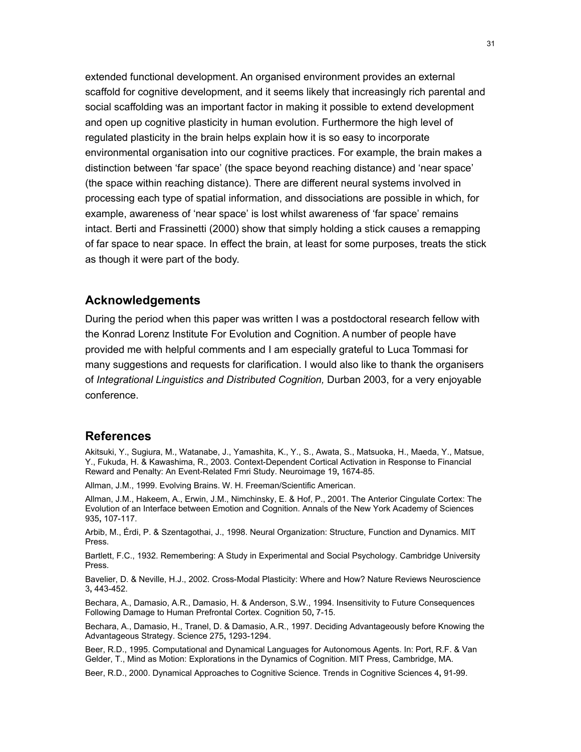extended functional development. An organised environment provides an external scaffold for cognitive development, and it seems likely that increasingly rich parental and social scaffolding was an important factor in making it possible to extend development and open up cognitive plasticity in human evolution. Furthermore the high level of regulated plasticity in the brain helps explain how it is so easy to incorporate environmental organisation into our cognitive practices. For example, the brain makes a distinction between 'far space' (the space beyond reaching distance) and 'near space' (the space within reaching distance). There are different neural systems involved in processing each type of spatial information, and dissociations are possible in which, for example, awareness of 'near space' is lost whilst awareness of 'far space' remains intact. Berti and Frassinetti (2000) show that simply holding a stick causes a remapping of far space to near space. In effect the brain, at least for some purposes, treats the stick as though it were part of the body.

## Acknowledgements

During the period when this paper was written I was a postdoctoral research fellow with the Konrad Lorenz Institute For Evolution and Cognition. A number of people have provided me with helpful comments and I am especially grateful to Luca Tommasi for many suggestions and requests for clarification. I would also like to thank the organisers of *Integrational Linguistics and Distributed Cognition,* Durban 2003, for a very enjoyable conference.

## References

Akitsuki, Y., Sugiura, M., Watanabe, J., Yamashita, K., Y., S., Awata, S., Matsuoka, H., Maeda, Y., Matsue, Y., Fukuda, H. & Kawashima, R., 2003. Context-Dependent Cortical Activation in Response to Financial Reward and Penalty: An Event-Related Fmri Study. Neuroimage 19**,** 1674-85.

Allman, J.M., 1999. Evolving Brains. W. H. Freeman/Scientific American.

Allman, J.M., Hakeem, A., Erwin, J.M., Nimchinsky, E. & Hof, P., 2001. The Anterior Cingulate Cortex: The Evolution of an Interface between Emotion and Cognition. Annals of the New York Academy of Sciences 935**,** 107-117.

Arbib, M., Érdi, P. & Szentagothai, J., 1998. Neural Organization: Structure, Function and Dynamics. MIT Press.

Bartlett, F.C., 1932. Remembering: A Study in Experimental and Social Psychology. Cambridge University Press.

Bavelier, D. & Neville, H.J., 2002. Cross-Modal Plasticity: Where and How? Nature Reviews Neuroscience 3**,** 443-452.

Bechara, A., Damasio, A.R., Damasio, H. & Anderson, S.W., 1994. Insensitivity to Future Consequences Following Damage to Human Prefrontal Cortex. Cognition 50**,** 7-15.

Bechara, A., Damasio, H., Tranel, D. & Damasio, A.R., 1997. Deciding Advantageously before Knowing the Advantageous Strategy. Science 275**,** 1293-1294.

Beer, R.D., 1995. Computational and Dynamical Languages for Autonomous Agents. In: Port, R.F. & Van Gelder, T., Mind as Motion: Explorations in the Dynamics of Cognition. MIT Press, Cambridge, MA.

Beer, R.D., 2000. Dynamical Approaches to Cognitive Science. Trends in Cognitive Sciences 4**,** 91-99.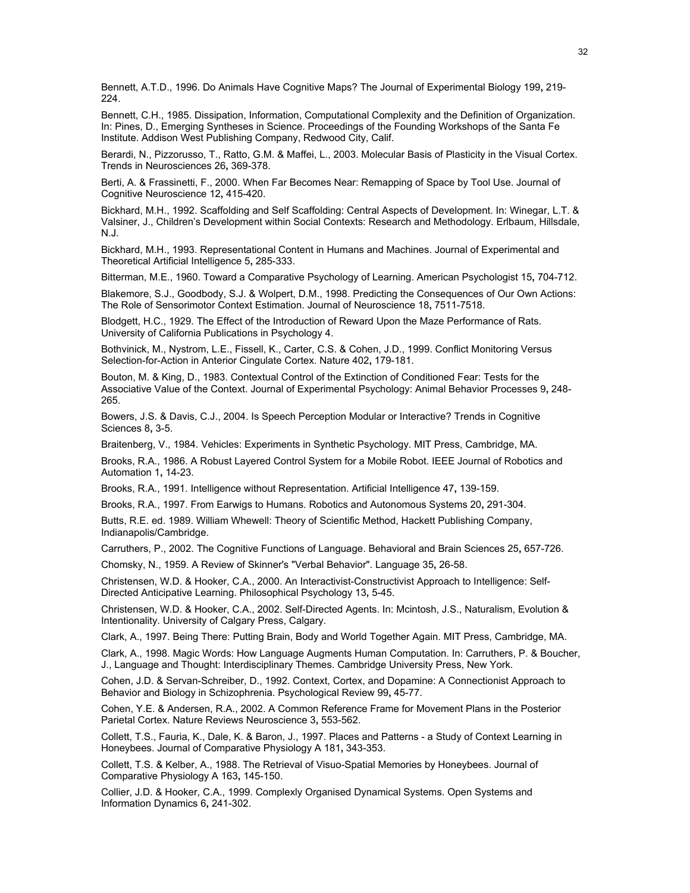Bennett, A.T.D., 1996. Do Animals Have Cognitive Maps? The Journal of Experimental Biology 199**,** 219-224.

Bennett, C.H., 1985. Dissipation, Information, Computational Complexity and the Definition of Organization. In: Pines, D., Emerging Syntheses in Science. Proceedings of the Founding Workshops of the Santa Fe Institute. Addison West Publishing Company, Redwood City, Calif.

Berardi, N., Pizzorusso, T., Ratto, G.M. & Maffei, L., 2003. Molecular Basis of Plasticity in the Visual Cortex. Trends in Neurosciences 26**,** 369-378.

Berti, A. & Frassinetti, F., 2000. When Far Becomes Near: Remapping of Space by Tool Use. Journal of Cognitive Neuroscience 12**,** 415-420.

Bickhard, M.H., 1992. Scaffolding and Self Scaffolding: Central Aspects of Development. In: Winegar, L.T. & Valsiner, J., Children's Development within Social Contexts: Research and Methodology. Erlbaum, Hillsdale, N.J.

Bickhard, M.H., 1993. Representational Content in Humans and Machines. Journal of Experimental and Theoretical Artificial Intelligence 5**,** 285-333.

Bitterman, M.E., 1960. Toward a Comparative Psychology of Learning. American Psychologist 15**,** 704-712.

Blakemore, S.J., Goodbody, S.J. & Wolpert, D.M., 1998. Predicting the Consequences of Our Own Actions: The Role of Sensorimotor Context Estimation. Journal of Neuroscience 18**,** 7511-7518.

Blodgett, H.C., 1929. The Effect of the Introduction of Reward Upon the Maze Performance of Rats. University of California Publications in Psychology 4.

Bothvinick, M., Nystrom, L.E., Fissell, K., Carter, C.S. & Cohen, J.D., 1999. Conflict Monitoring Versus Selection-for-Action in Anterior Cingulate Cortex. Nature 402**,** 179-181.

Bouton, M. & King, D., 1983. Contextual Control of the Extinction of Conditioned Fear: Tests for the Associative Value of the Context. Journal of Experimental Psychology: Animal Behavior Processes 9**,** 248-265.

Bowers, J.S. & Davis, C.J., 2004. Is Speech Perception Modular or Interactive? Trends in Cognitive Sciences 8**,** 3-5.

Braitenberg, V., 1984. Vehicles: Experiments in Synthetic Psychology. MIT Press, Cambridge, MA.

Brooks, R.A., 1986. A Robust Layered Control System for a Mobile Robot. IEEE Journal of Robotics and Automation 1**,** 14-23.

Brooks, R.A., 1991. Intelligence without Representation. Artificial Intelligence 47**,** 139-159.

Brooks, R.A., 1997. From Earwigs to Humans. Robotics and Autonomous Systems 20**,** 291-304.

Butts, R.E. ed. 1989. William Whewell: Theory of Scientific Method, Hackett Publishing Company, Indianapolis/Cambridge.

Carruthers, P., 2002. The Cognitive Functions of Language. Behavioral and Brain Sciences 25**,** 657-726.

Chomsky, N., 1959. A Review of Skinner's "Verbal Behavior". Language 35**,** 26-58.

Christensen, W.D. & Hooker, C.A., 2000. An Interactivist-Constructivist Approach to Intelligence: Self-Directed Anticipative Learning. Philosophical Psychology 13**,** 5-45.

Christensen, W.D. & Hooker, C.A., 2002. Self-Directed Agents. In: Mcintosh, J.S., Naturalism, Evolution & Intentionality. University of Calgary Press, Calgary.

Clark, A., 1997. Being There: Putting Brain, Body and World Together Again. MIT Press, Cambridge, MA.

Clark, A., 1998. Magic Words: How Language Augments Human Computation. In: Carruthers, P. & Boucher, J., Language and Thought: Interdisciplinary Themes. Cambridge University Press, New York.

Cohen, J.D. & Servan-Schreiber, D., 1992. Context, Cortex, and Dopamine: A Connectionist Approach to Behavior and Biology in Schizophrenia. Psychological Review 99**,** 45-77.

Cohen, Y.E. & Andersen, R.A., 2002. A Common Reference Frame for Movement Plans in the Posterior Parietal Cortex. Nature Reviews Neuroscience 3**,** 553-562.

Collett, T.S., Fauria, K., Dale, K. & Baron, J., 1997. Places and Patterns - a Study of Context Learning in Honeybees. Journal of Comparative Physiology A 181**,** 343-353.

Collett, T.S. & Kelber, A., 1988. The Retrieval of Visuo-Spatial Memories by Honeybees. Journal of Comparative Physiology A 163**,** 145-150.

Collier, J.D. & Hooker, C.A., 1999. Complexly Organised Dynamical Systems. Open Systems and Information Dynamics 6**,** 241-302.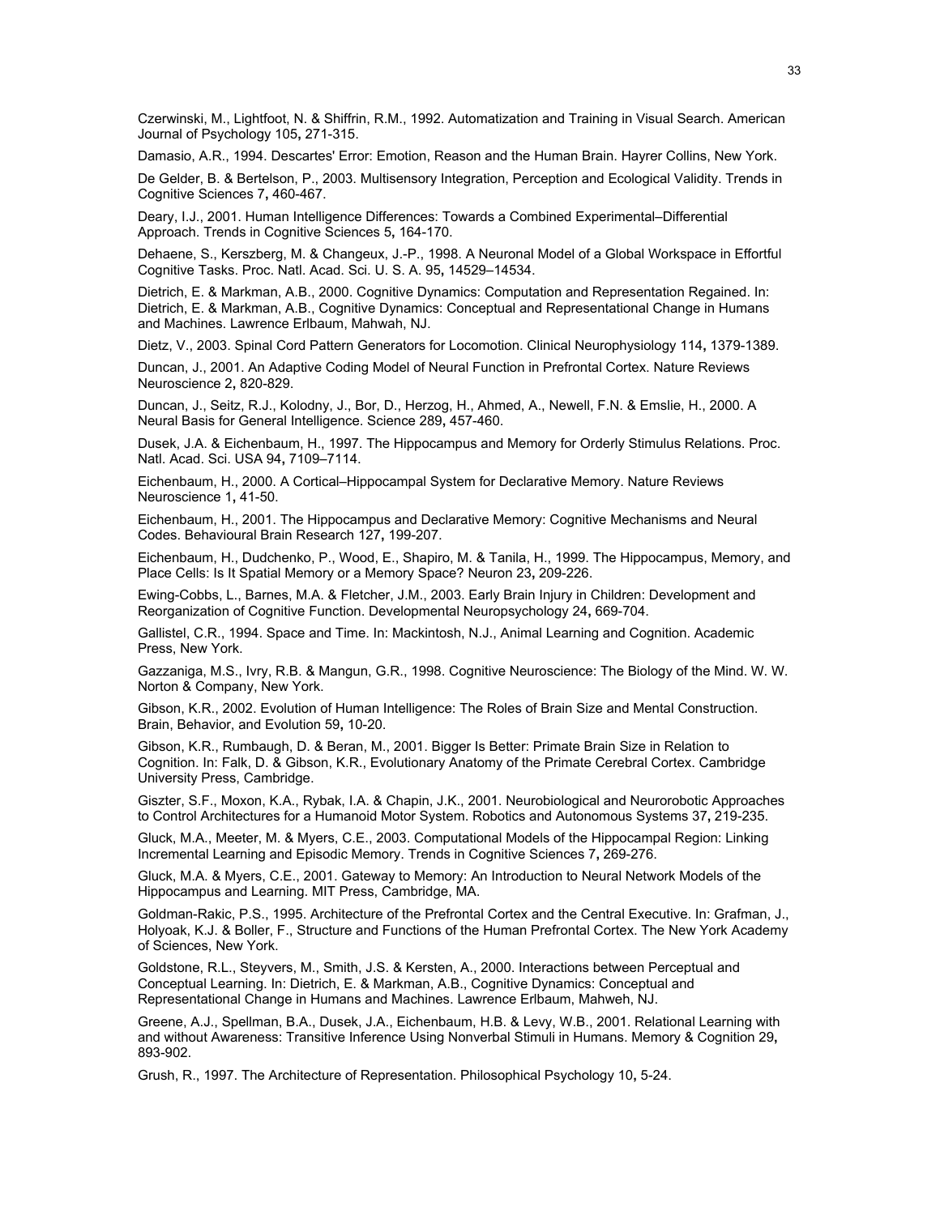Czerwinski, M., Lightfoot, N. & Shiffrin, R.M., 1992. Automatization and Training in Visual Search. American Journal of Psychology 105**,** 271-315.

Damasio, A.R., 1994. Descartes' Error: Emotion, Reason and the Human Brain. Hayrer Collins, New York.

De Gelder, B. & Bertelson, P., 2003. Multisensory Integration, Perception and Ecological Validity. Trends in Cognitive Sciences 7**,** 460-467.

Deary, I.J., 2001. Human Intelligence Differences: Towards a Combined Experimental–Differential Approach. Trends in Cognitive Sciences 5**,** 164-170.

Dehaene, S., Kerszberg, M. & Changeux, J.-P., 1998. A Neuronal Model of a Global Workspace in Effortful Cognitive Tasks. Proc. Natl. Acad. Sci. U. S. A. 95**,** 14529–14534.

Dietrich, E. & Markman, A.B., 2000. Cognitive Dynamics: Computation and Representation Regained. In: Dietrich, E. & Markman, A.B., Cognitive Dynamics: Conceptual and Representational Change in Humans and Machines. Lawrence Erlbaum, Mahwah, NJ.

Dietz, V., 2003. Spinal Cord Pattern Generators for Locomotion. Clinical Neurophysiology 114**,** 1379-1389.

Duncan, J., 2001. An Adaptive Coding Model of Neural Function in Prefrontal Cortex. Nature Reviews Neuroscience 2**,** 820-829.

Duncan, J., Seitz, R.J., Kolodny, J., Bor, D., Herzog, H., Ahmed, A., Newell, F.N. & Emslie, H., 2000. A Neural Basis for General Intelligence. Science 289**,** 457-460.

Dusek, J.A. & Eichenbaum, H., 1997. The Hippocampus and Memory for Orderly Stimulus Relations. Proc. Natl. Acad. Sci. USA 94**,** 7109–7114.

Eichenbaum, H., 2000. A Cortical–Hippocampal System for Declarative Memory. Nature Reviews Neuroscience 1**,** 41-50.

Eichenbaum, H., 2001. The Hippocampus and Declarative Memory: Cognitive Mechanisms and Neural Codes. Behavioural Brain Research 127**,** 199-207.

Eichenbaum, H., Dudchenko, P., Wood, E., Shapiro, M. & Tanila, H., 1999. The Hippocampus, Memory, and Place Cells: Is It Spatial Memory or a Memory Space? Neuron 23**,** 209-226.

Ewing-Cobbs, L., Barnes, M.A. & Fletcher, J.M., 2003. Early Brain Injury in Children: Development and Reorganization of Cognitive Function. Developmental Neuropsychology 24**,** 669-704.

Gallistel, C.R., 1994. Space and Time. In: Mackintosh, N.J., Animal Learning and Cognition. Academic Press, New York.

Gazzaniga, M.S., Ivry, R.B. & Mangun, G.R., 1998. Cognitive Neuroscience: The Biology of the Mind. W. W. Norton & Company, New York.

Gibson, K.R., 2002. Evolution of Human Intelligence: The Roles of Brain Size and Mental Construction. Brain, Behavior, and Evolution 59**,** 10-20.

Gibson, K.R., Rumbaugh, D. & Beran, M., 2001. Bigger Is Better: Primate Brain Size in Relation to Cognition. In: Falk, D. & Gibson, K.R., Evolutionary Anatomy of the Primate Cerebral Cortex. Cambridge University Press, Cambridge.

Giszter, S.F., Moxon, K.A., Rybak, I.A. & Chapin, J.K., 2001. Neurobiological and Neurorobotic Approaches to Control Architectures for a Humanoid Motor System. Robotics and Autonomous Systems 37**,** 219-235.

Gluck, M.A., Meeter, M. & Myers, C.E., 2003. Computational Models of the Hippocampal Region: Linking Incremental Learning and Episodic Memory. Trends in Cognitive Sciences 7**,** 269-276.

Gluck, M.A. & Myers, C.E., 2001. Gateway to Memory: An Introduction to Neural Network Models of the Hippocampus and Learning. MIT Press, Cambridge, MA.

Goldman-Rakic, P.S., 1995. Architecture of the Prefrontal Cortex and the Central Executive. In: Grafman, J., Holyoak, K.J. & Boller, F., Structure and Functions of the Human Prefrontal Cortex. The New York Academy of Sciences, New York.

Goldstone, R.L., Steyvers, M., Smith, J.S. & Kersten, A., 2000. Interactions between Perceptual and Conceptual Learning. In: Dietrich, E. & Markman, A.B., Cognitive Dynamics: Conceptual and Representational Change in Humans and Machines. Lawrence Erlbaum, Mahweh, NJ.

Greene, A.J., Spellman, B.A., Dusek, J.A., Eichenbaum, H.B. & Levy, W.B., 2001. Relational Learning with and without Awareness: Transitive Inference Using Nonverbal Stimuli in Humans. Memory & Cognition 29**,** 893-902.

Grush, R., 1997. The Architecture of Representation. Philosophical Psychology 10**,** 5-24.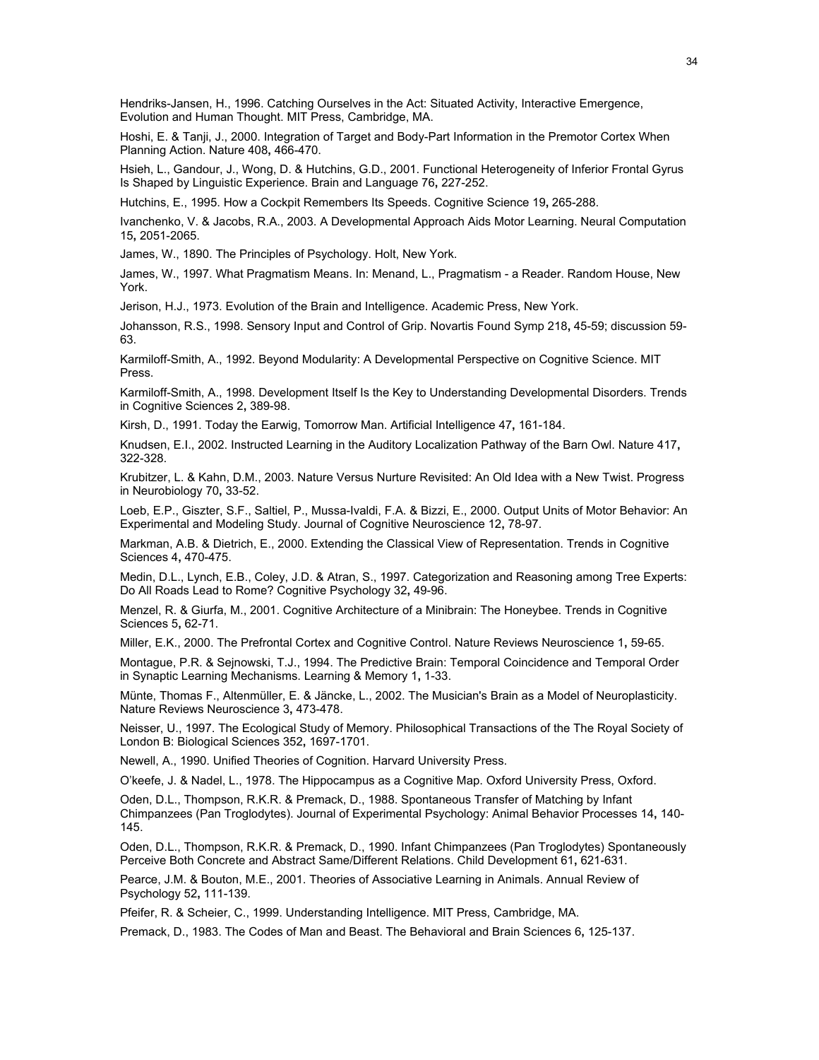Hendriks-Jansen, H., 1996. Catching Ourselves in the Act: Situated Activity, Interactive Emergence, Evolution and Human Thought. MIT Press, Cambridge, MA.

Hoshi, E. & Tanji, J., 2000. Integration of Target and Body-Part Information in the Premotor Cortex When Planning Action. Nature 408**,** 466-470.

Hsieh, L., Gandour, J., Wong, D. & Hutchins, G.D., 2001. Functional Heterogeneity of Inferior Frontal Gyrus Is Shaped by Linguistic Experience. Brain and Language 76**,** 227-252.

Hutchins, E., 1995. How a Cockpit Remembers Its Speeds. Cognitive Science 19**,** 265-288.

Ivanchenko, V. & Jacobs, R.A., 2003. A Developmental Approach Aids Motor Learning. Neural Computation 15**,** 2051-2065.

James, W., 1890. The Principles of Psychology. Holt, New York.

James, W., 1997. What Pragmatism Means. In: Menand, L., Pragmatism - a Reader. Random House, New York.

Jerison, H.J., 1973. Evolution of the Brain and Intelligence. Academic Press, New York.

Johansson, R.S., 1998. Sensory Input and Control of Grip. Novartis Found Symp 218**,** 45-59; discussion 59-63.

Karmiloff-Smith, A., 1992. Beyond Modularity: A Developmental Perspective on Cognitive Science. MIT Press.

Karmiloff-Smith, A., 1998. Development Itself Is the Key to Understanding Developmental Disorders. Trends in Cognitive Sciences 2**,** 389-98.

Kirsh, D., 1991. Today the Earwig, Tomorrow Man. Artificial Intelligence 47**,** 161-184.

Knudsen, E.I., 2002. Instructed Learning in the Auditory Localization Pathway of the Barn Owl. Nature 417**,** 322-328.

Krubitzer, L. & Kahn, D.M., 2003. Nature Versus Nurture Revisited: An Old Idea with a New Twist. Progress in Neurobiology 70**,** 33-52.

Loeb, E.P., Giszter, S.F., Saltiel, P., Mussa-Ivaldi, F.A. & Bizzi, E., 2000. Output Units of Motor Behavior: An Experimental and Modeling Study. Journal of Cognitive Neuroscience 12**,** 78-97.

Markman, A.B. & Dietrich, E., 2000. Extending the Classical View of Representation. Trends in Cognitive Sciences 4**,** 470-475.

Medin, D.L., Lynch, E.B., Coley, J.D. & Atran, S., 1997. Categorization and Reasoning among Tree Experts: Do All Roads Lead to Rome? Cognitive Psychology 32**,** 49-96.

Menzel, R. & Giurfa, M., 2001. Cognitive Architecture of a Minibrain: The Honeybee. Trends in Cognitive Sciences 5**,** 62-71.

Miller, E.K., 2000. The Prefrontal Cortex and Cognitive Control. Nature Reviews Neuroscience 1**,** 59-65.

Montague, P.R. & Sejnowski, T.J., 1994. The Predictive Brain: Temporal Coincidence and Temporal Order in Synaptic Learning Mechanisms. Learning & Memory 1**,** 1-33.

Münte, Thomas F., Altenmüller, E. & Jäncke, L., 2002. The Musician's Brain as a Model of Neuroplasticity. Nature Reviews Neuroscience 3**,** 473-478.

Neisser, U., 1997. The Ecological Study of Memory. Philosophical Transactions of the The Royal Society of London B: Biological Sciences 352**,** 1697-1701.

Newell, A., 1990. Unified Theories of Cognition. Harvard University Press.

O'keefe, J. & Nadel, L., 1978. The Hippocampus as a Cognitive Map. Oxford University Press, Oxford.

Oden, D.L., Thompson, R.K.R. & Premack, D., 1988. Spontaneous Transfer of Matching by Infant Chimpanzees (Pan Troglodytes). Journal of Experimental Psychology: Animal Behavior Processes 14**,** 140-145.

Oden, D.L., Thompson, R.K.R. & Premack, D., 1990. Infant Chimpanzees (Pan Troglodytes) Spontaneously Perceive Both Concrete and Abstract Same/Different Relations. Child Development 61**,** 621-631.

Pearce, J.M. & Bouton, M.E., 2001. Theories of Associative Learning in Animals. Annual Review of Psychology 52**,** 111-139.

Pfeifer, R. & Scheier, C., 1999. Understanding Intelligence. MIT Press, Cambridge, MA.

Premack, D., 1983. The Codes of Man and Beast. The Behavioral and Brain Sciences 6**,** 125-137.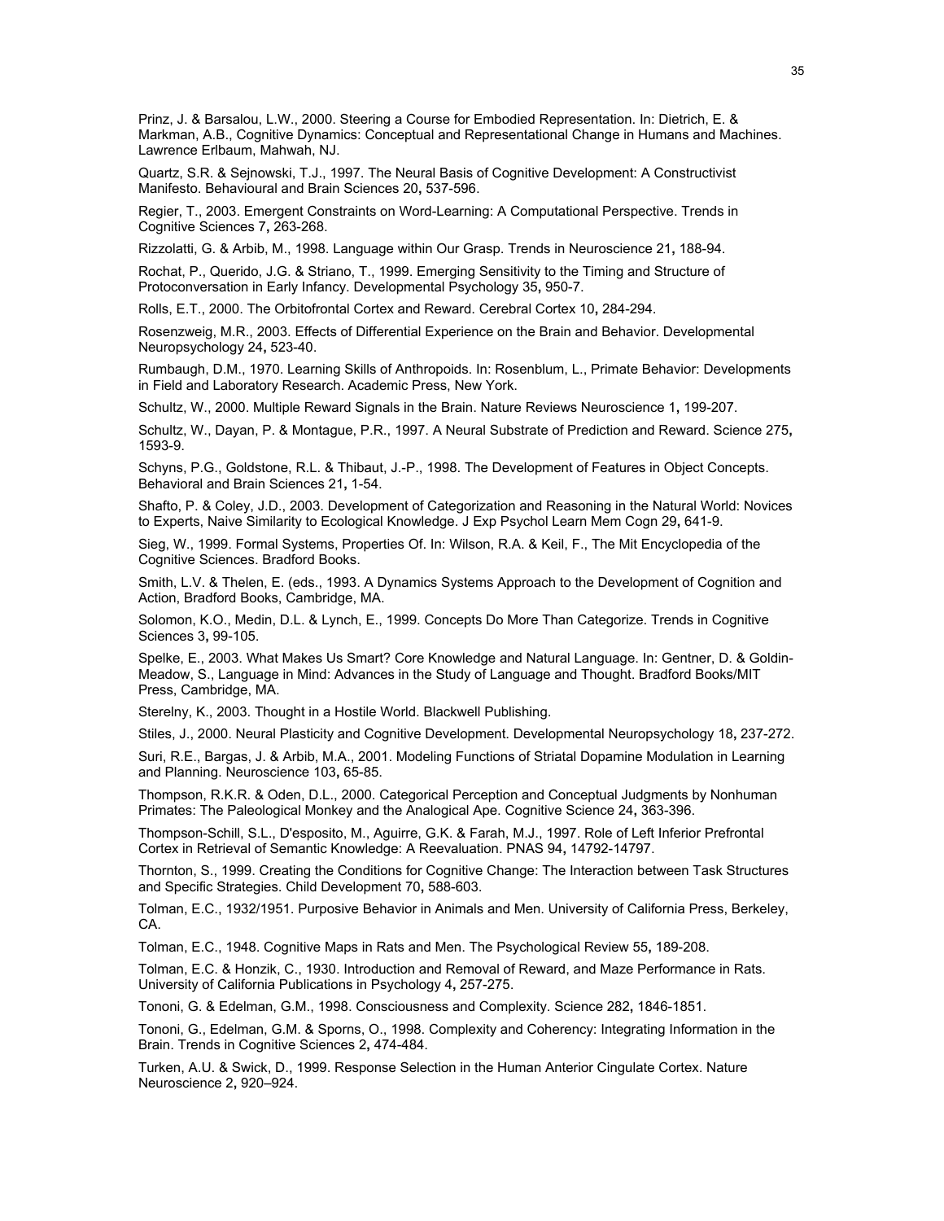Prinz, J. & Barsalou, L.W., 2000. Steering a Course for Embodied Representation. In: Dietrich, E. & Markman, A.B., Cognitive Dynamics: Conceptual and Representational Change in Humans and Machines. Lawrence Erlbaum, Mahwah, NJ.

Quartz, S.R. & Sejnowski, T.J., 1997. The Neural Basis of Cognitive Development: A Constructivist Manifesto. Behavioural and Brain Sciences 20**,** 537-596.

Regier, T., 2003. Emergent Constraints on Word-Learning: A Computational Perspective. Trends in Cognitive Sciences 7**,** 263-268.

Rizzolatti, G. & Arbib, M., 1998. Language within Our Grasp. Trends in Neuroscience 21**,** 188-94.

Rochat, P., Querido, J.G. & Striano, T., 1999. Emerging Sensitivity to the Timing and Structure of Protoconversation in Early Infancy. Developmental Psychology 35**,** 950-7.

Rolls, E.T., 2000. The Orbitofrontal Cortex and Reward. Cerebral Cortex 10**,** 284-294.

Rosenzweig, M.R., 2003. Effects of Differential Experience on the Brain and Behavior. Developmental Neuropsychology 24**,** 523-40.

Rumbaugh, D.M., 1970. Learning Skills of Anthropoids. In: Rosenblum, L., Primate Behavior: Developments in Field and Laboratory Research. Academic Press, New York.

Schultz, W., 2000. Multiple Reward Signals in the Brain. Nature Reviews Neuroscience 1**,** 199-207.

Schultz, W., Dayan, P. & Montague, P.R., 1997. A Neural Substrate of Prediction and Reward. Science 275**,** 1593-9.

Schyns, P.G., Goldstone, R.L. & Thibaut, J.-P., 1998. The Development of Features in Object Concepts. Behavioral and Brain Sciences 21**,** 1-54.

Shafto, P. & Coley, J.D., 2003. Development of Categorization and Reasoning in the Natural World: Novices to Experts, Naive Similarity to Ecological Knowledge. J Exp Psychol Learn Mem Cogn 29**,** 641-9.

Sieg, W., 1999. Formal Systems, Properties Of. In: Wilson, R.A. & Keil, F., The Mit Encyclopedia of the Cognitive Sciences. Bradford Books.

Smith, L.V. & Thelen, E. (eds., 1993. A Dynamics Systems Approach to the Development of Cognition and Action, Bradford Books, Cambridge, MA.

Solomon, K.O., Medin, D.L. & Lynch, E., 1999. Concepts Do More Than Categorize. Trends in Cognitive Sciences 3**,** 99-105.

Spelke, E., 2003. What Makes Us Smart? Core Knowledge and Natural Language. In: Gentner, D. & Goldin-Meadow, S., Language in Mind: Advances in the Study of Language and Thought. Bradford Books/MIT Press, Cambridge, MA.

Sterelny, K., 2003. Thought in a Hostile World. Blackwell Publishing.

Stiles, J., 2000. Neural Plasticity and Cognitive Development. Developmental Neuropsychology 18**,** 237-272.

Suri, R.E., Bargas, J. & Arbib, M.A., 2001. Modeling Functions of Striatal Dopamine Modulation in Learning and Planning. Neuroscience 103**,** 65-85.

Thompson, R.K.R. & Oden, D.L., 2000. Categorical Perception and Conceptual Judgments by Nonhuman Primates: The Paleological Monkey and the Analogical Ape. Cognitive Science 24**,** 363-396.

Thompson-Schill, S.L., D'esposito, M., Aguirre, G.K. & Farah, M.J., 1997. Role of Left Inferior Prefrontal Cortex in Retrieval of Semantic Knowledge: A Reevaluation. PNAS 94**,** 14792-14797.

Thornton, S., 1999. Creating the Conditions for Cognitive Change: The Interaction between Task Structures and Specific Strategies. Child Development 70**,** 588-603.

Tolman, E.C., 1932/1951. Purposive Behavior in Animals and Men. University of California Press, Berkeley, CA.

Tolman, E.C., 1948. Cognitive Maps in Rats and Men. The Psychological Review 55**,** 189-208.

Tolman, E.C. & Honzik, C., 1930. Introduction and Removal of Reward, and Maze Performance in Rats. University of California Publications in Psychology 4**,** 257-275.

Tononi, G. & Edelman, G.M., 1998. Consciousness and Complexity. Science 282**,** 1846-1851.

Tononi, G., Edelman, G.M. & Sporns, O., 1998. Complexity and Coherency: Integrating Information in the Brain. Trends in Cognitive Sciences 2**,** 474-484.

Turken, A.U. & Swick, D., 1999. Response Selection in the Human Anterior Cingulate Cortex. Nature Neuroscience 2**,** 920–924.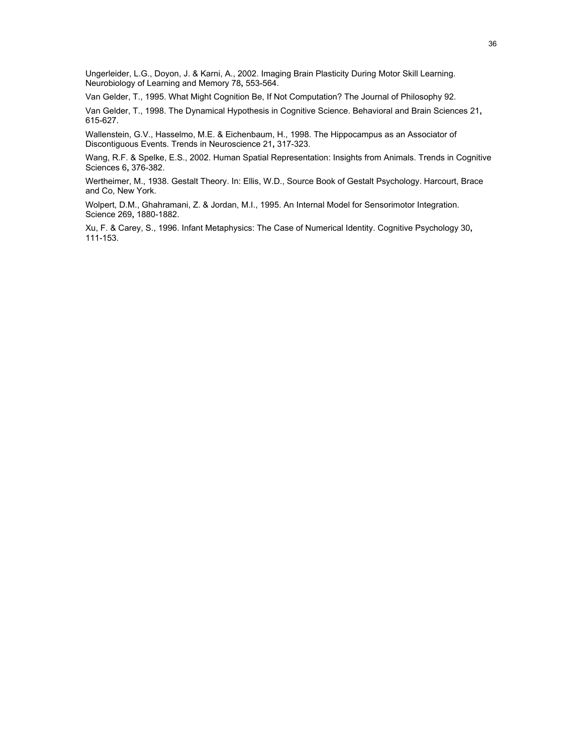Ungerleider, L.G., Doyon, J. & Karni, A., 2002. Imaging Brain Plasticity During Motor Skill Learning. Neurobiology of Learning and Memory 78**,** 553-564.

Van Gelder, T., 1995. What Might Cognition Be, If Not Computation? The Journal of Philosophy 92.

Van Gelder, T., 1998. The Dynamical Hypothesis in Cognitive Science. Behavioral and Brain Sciences 21**,** 615-627.

Wallenstein, G.V., Hasselmo, M.E. & Eichenbaum, H., 1998. The Hippocampus as an Associator of Discontiguous Events. Trends in Neuroscience 21**,** 317-323.

Wang, R.F. & Spelke, E.S., 2002. Human Spatial Representation: Insights from Animals. Trends in Cognitive Sciences 6**,** 376-382.

Wertheimer, M., 1938. Gestalt Theory. In: Ellis, W.D., Source Book of Gestalt Psychology. Harcourt, Brace and Co, New York.

Wolpert, D.M., Ghahramani, Z. & Jordan, M.I., 1995. An Internal Model for Sensorimotor Integration. Science 269**,** 1880-1882.

Xu, F. & Carey, S., 1996. Infant Metaphysics: The Case of Numerical Identity. Cognitive Psychology 30**,** 111-153.